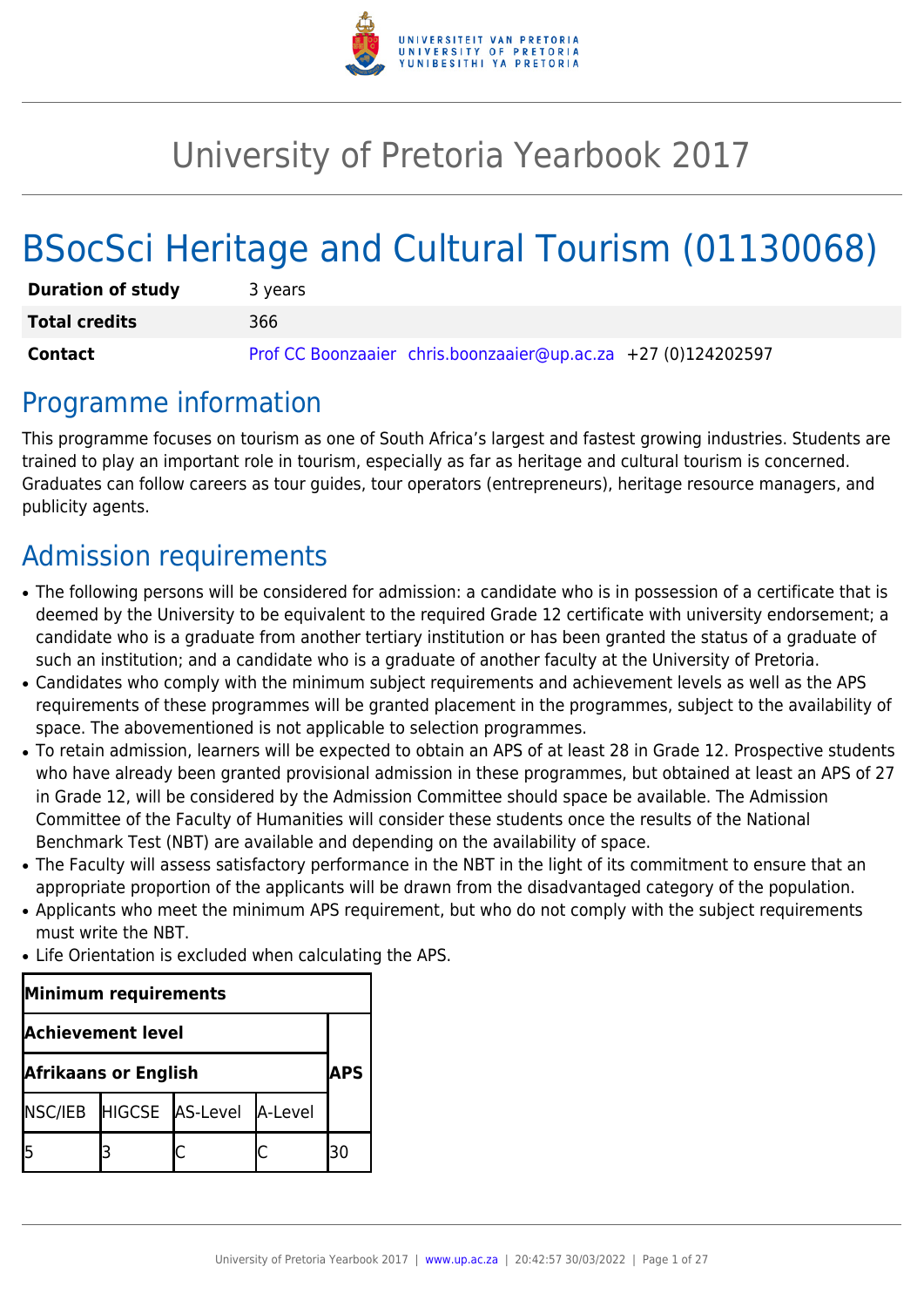# University of Pretoria Yearbook 2017

# BSocSci Heritage and Cultural Tourism (01130068)

| | |
|---|---|
| **Duration of study** | 3 years |
| **Total credits** | 366 |
| **Contact** | Prof CC Boonzaaier chris.boonzaaier@up.ac.za +27 (0)124202597 |

## Programme information

This programme focuses on tourism as one of South Africa's largest and fastest growing industries. Students are trained to play an important role in tourism, especially as far as heritage and cultural tourism is concerned. Graduates can follow careers as tour guides, tour operators (entrepreneurs), heritage resource managers, and publicity agents.

## Admission requirements

- The following persons will be considered for admission: a candidate who is in possession of a certificate that is deemed by the University to be equivalent to the required Grade 12 certificate with university endorsement; a candidate who is a graduate from another tertiary institution or has been granted the status of a graduate of such an institution; and a candidate who is a graduate of another faculty at the University of Pretoria.
- Candidates who comply with the minimum subject requirements and achievement levels as well as the APS requirements of these programmes will be granted placement in the programmes, subject to the availability of space. The abovementioned is not applicable to selection programmes.
- To retain admission, learners will be expected to obtain an APS of at least 28 in Grade 12. Prospective students who have already been granted provisional admission in these programmes, but obtained at least an APS of 27 in Grade 12, will be considered by the Admission Committee should space be available. The Admission Committee of the Faculty of Humanities will consider these students once the results of the National Benchmark Test (NBT) are available and depending on the availability of space.
- The Faculty will assess satisfactory performance in the NBT in the light of its commitment to ensure that an appropriate proportion of the applicants will be drawn from the disadvantaged category of the population.
- Applicants who meet the minimum APS requirement, but who do not comply with the subject requirements must write the NBT.
- Life Orientation is excluded when calculating the APS.

| Minimum requirements | | | | |
|---|---|---|---|---|
| **Achievement level** | | | | |
| **Afrikaans or English** | | | | **APS** |
| NSC/IEB | HIGCSE | AS-Level | A-Level | |
| 5 | 3 | C | C | 30 |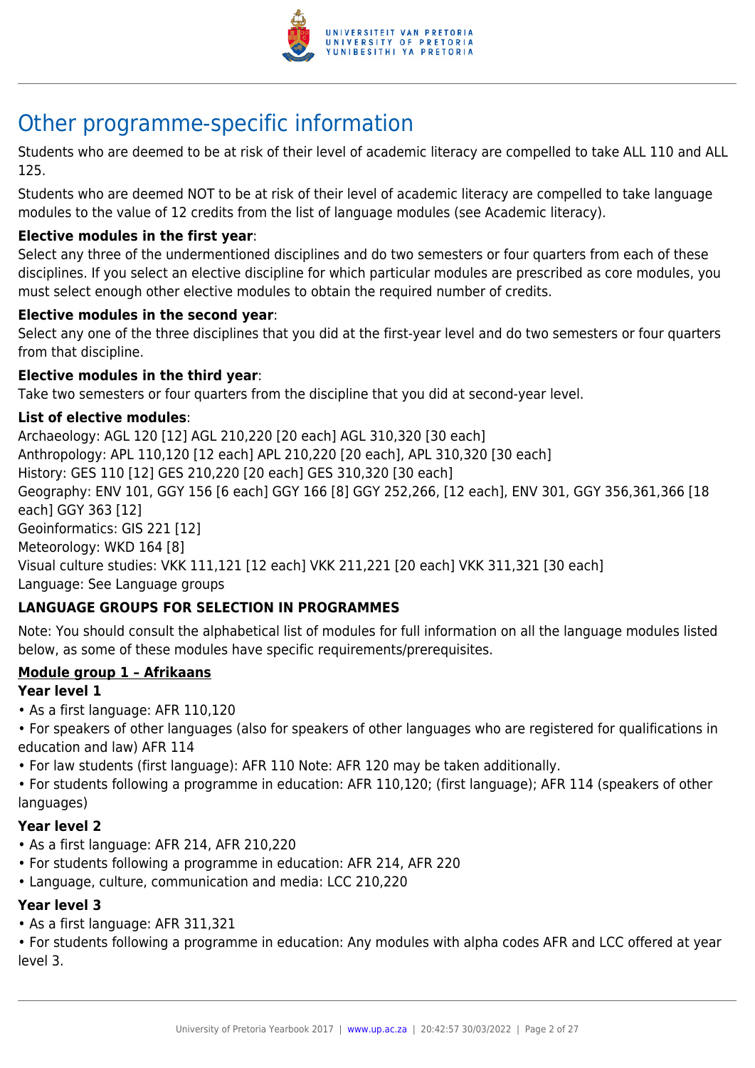# Other programme-specific information

Students who are deemed to be at risk of their level of academic literacy are compelled to take ALL 110 and ALL 125.

Students who are deemed NOT to be at risk of their level of academic literacy are compelled to take language modules to the value of 12 credits from the list of language modules (see Academic literacy).

**Elective modules in the first year**:
Select any three of the undermentioned disciplines and do two semesters or four quarters from each of these disciplines. If you select an elective discipline for which particular modules are prescribed as core modules, you must select enough other elective modules to obtain the required number of credits.

**Elective modules in the second year**:
Select any one of the three disciplines that you did at the first-year level and do two semesters or four quarters from that discipline.

**Elective modules in the third year**:
Take two semesters or four quarters from the discipline that you did at second-year level.

**List of elective modules**:
Archaeology: AGL 120 [12] AGL 210,220 [20 each] AGL 310,320 [30 each]
Anthropology: APL 110,120 [12 each] APL 210,220 [20 each], APL 310,320 [30 each]
History: GES 110 [12] GES 210,220 [20 each] GES 310,320 [30 each]
Geography: ENV 101, GGY 156 [6 each] GGY 166 [8] GGY 252,266, [12 each], ENV 301, GGY 356,361,366 [18 each] GGY 363 [12]
Geoinformatics: GIS 221 [12]
Meteorology: WKD 164 [8]
Visual culture studies: VKK 111,121 [12 each] VKK 211,221 [20 each] VKK 311,321 [30 each]
Language: See Language groups

**LANGUAGE GROUPS FOR SELECTION IN PROGRAMMES**

Note: You should consult the alphabetical list of modules for full information on all the language modules listed below, as some of these modules have specific requirements/prerequisites.

**Module group 1 – Afrikaans**

**Year level 1**

- As a first language: AFR 110,120
- For speakers of other languages (also for speakers of other languages who are registered for qualifications in education and law) AFR 114
- For law students (first language): AFR 110 Note: AFR 120 may be taken additionally.
- For students following a programme in education: AFR 110,120; (first language); AFR 114 (speakers of other languages)

**Year level 2**

- As a first language: AFR 214, AFR 210,220
- For students following a programme in education: AFR 214, AFR 220
- Language, culture, communication and media: LCC 210,220

**Year level 3**

- As a first language: AFR 311,321
- For students following a programme in education: Any modules with alpha codes AFR and LCC offered at year level 3.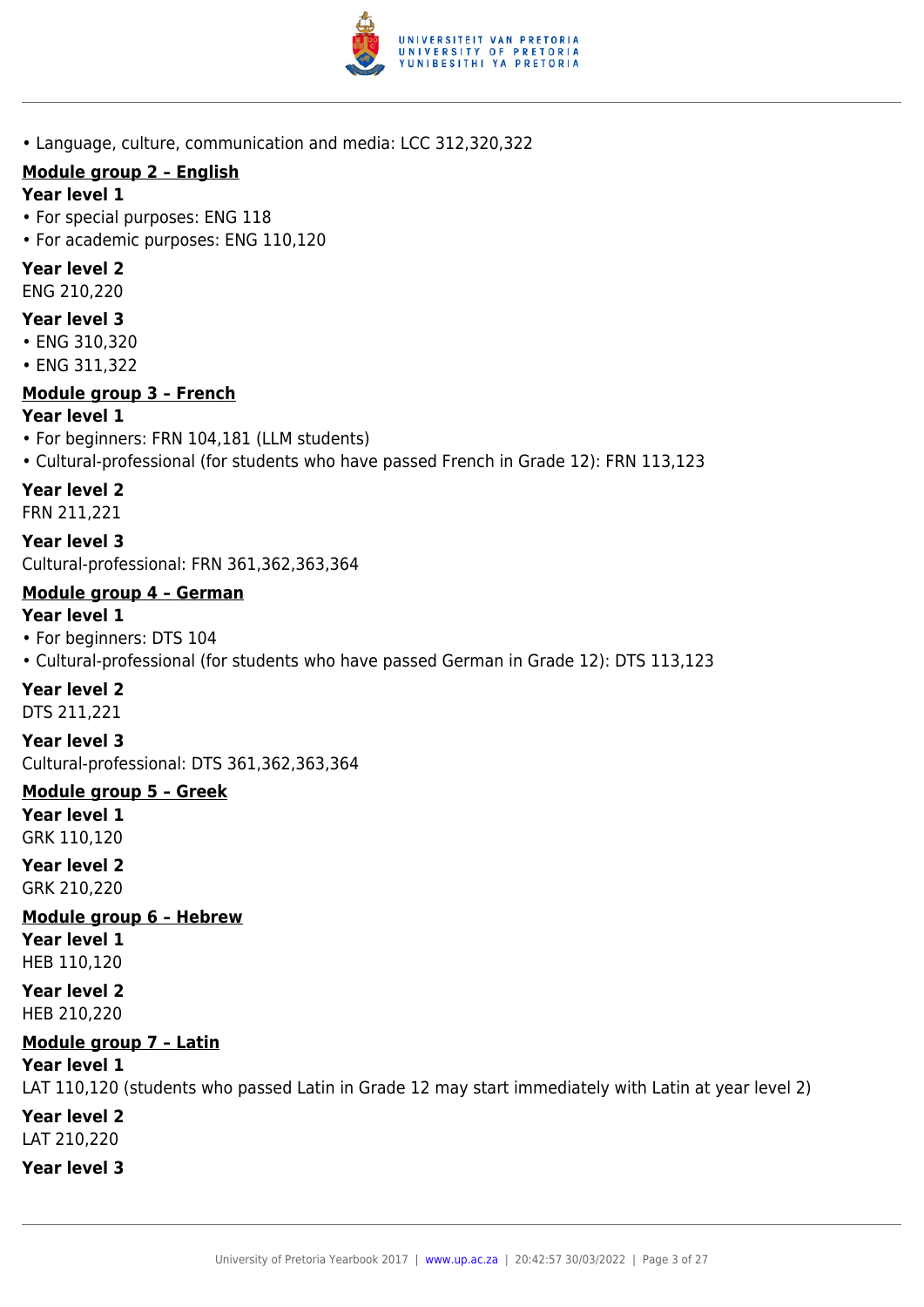- Language, culture, communication and media: LCC 312,320,322

**Module group 2 – English**

**Year level 1**

- For special purposes: ENG 118
- For academic purposes: ENG 110,120

**Year level 2**

ENG 210,220

**Year level 3**

- ENG 310,320
- ENG 311,322

**Module group 3 – French**

**Year level 1**

- For beginners: FRN 104,181 (LLM students)
- Cultural-professional (for students who have passed French in Grade 12): FRN 113,123

**Year level 2**

FRN 211,221

**Year level 3**

Cultural-professional: FRN 361,362,363,364

**Module group 4 – German**

**Year level 1**

- For beginners: DTS 104
- Cultural-professional (for students who have passed German in Grade 12): DTS 113,123

**Year level 2**

DTS 211,221

**Year level 3**

Cultural-professional: DTS 361,362,363,364

**Module group 5 – Greek**

**Year level 1**

GRK 110,120

**Year level 2**

GRK 210,220

**Module group 6 – Hebrew**

**Year level 1**

HEB 110,120

**Year level 2**

HEB 210,220

**Module group 7 – Latin**

**Year level 1**

LAT 110,120 (students who passed Latin in Grade 12 may start immediately with Latin at year level 2)

**Year level 2**

LAT 210,220

**Year level 3**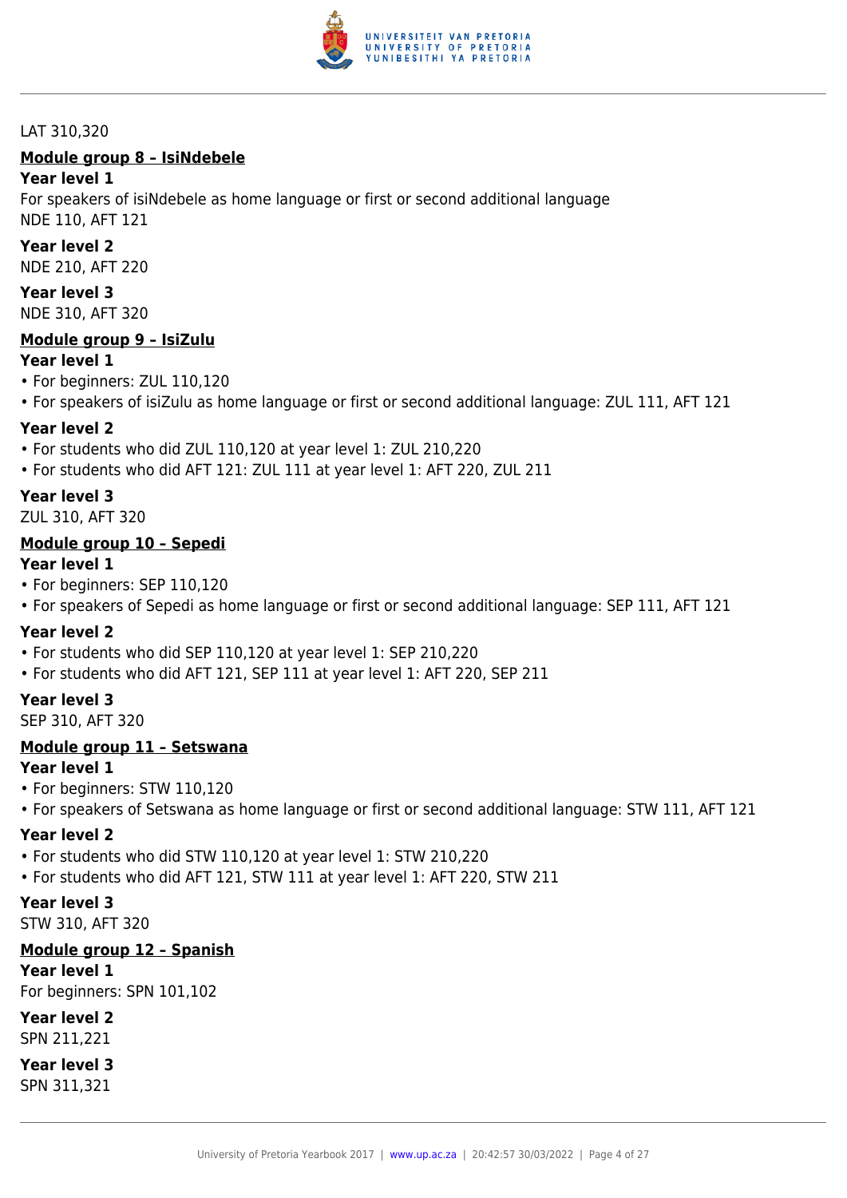LAT 310,320

**Module group 8 – IsiNdebele**

**Year level 1**

For speakers of isiNdebele as home language or first or second additional language
NDE 110, AFT 121

**Year level 2**

NDE 210, AFT 220

**Year level 3**

NDE 310, AFT 320

**Module group 9 – IsiZulu**

**Year level 1**

- For beginners: ZUL 110,120
- For speakers of isiZulu as home language or first or second additional language: ZUL 111, AFT 121

**Year level 2**

- For students who did ZUL 110,120 at year level 1: ZUL 210,220
- For students who did AFT 121: ZUL 111 at year level 1: AFT 220, ZUL 211

**Year level 3**

ZUL 310, AFT 320

**Module group 10 – Sepedi**

**Year level 1**

- For beginners: SEP 110,120
- For speakers of Sepedi as home language or first or second additional language: SEP 111, AFT 121

**Year level 2**

- For students who did SEP 110,120 at year level 1: SEP 210,220
- For students who did AFT 121, SEP 111 at year level 1: AFT 220, SEP 211

**Year level 3**

SEP 310, AFT 320

**Module group 11 – Setswana**

**Year level 1**

- For beginners: STW 110,120
- For speakers of Setswana as home language or first or second additional language: STW 111, AFT 121

**Year level 2**

- For students who did STW 110,120 at year level 1: STW 210,220
- For students who did AFT 121, STW 111 at year level 1: AFT 220, STW 211

**Year level 3**

STW 310, AFT 320

**Module group 12 – Spanish**

**Year level 1**

For beginners: SPN 101,102

**Year level 2**

SPN 211,221

**Year level 3**

SPN 311,321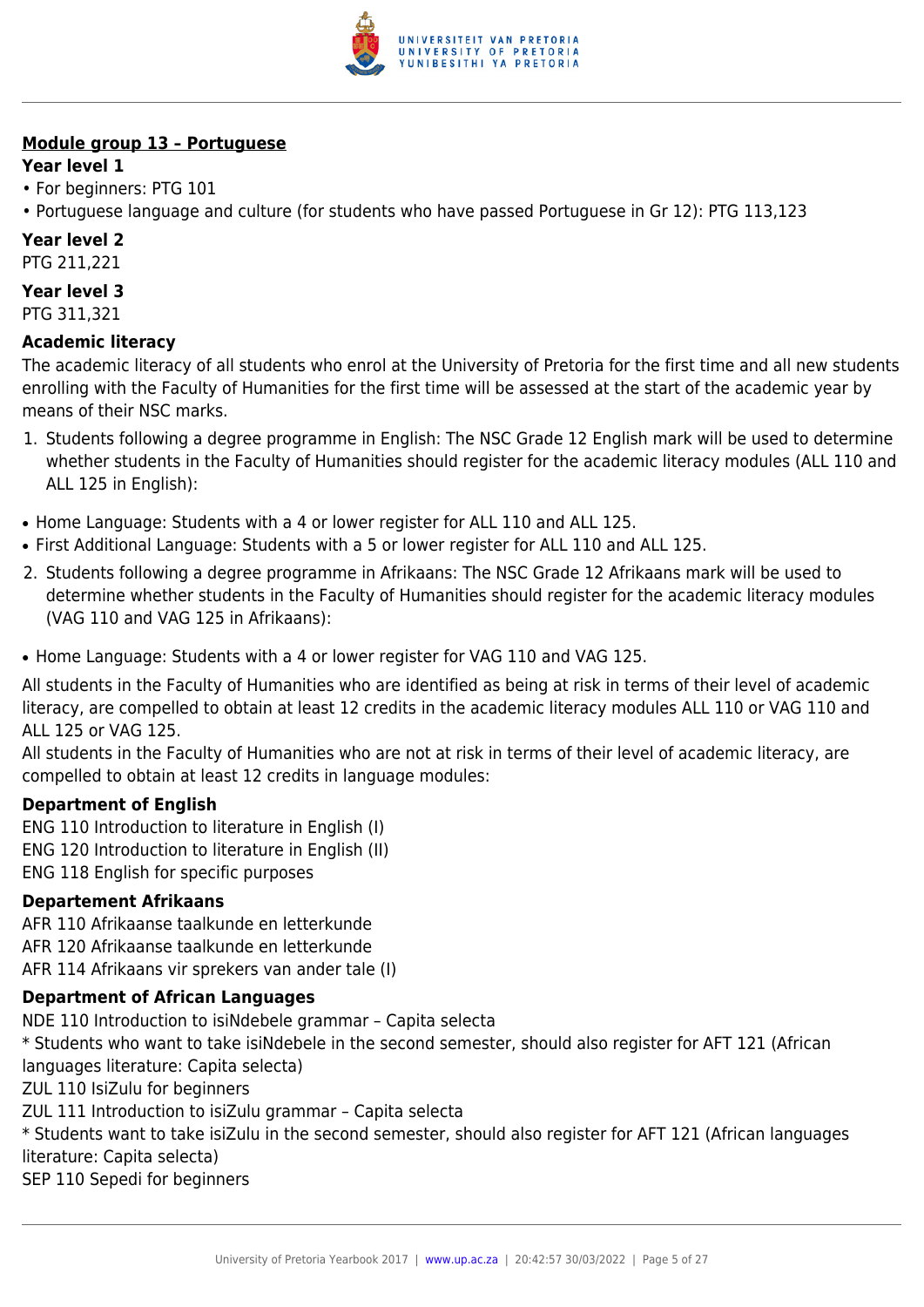**Module group 13 – Portuguese**

**Year level 1**

- For beginners: PTG 101
- Portuguese language and culture (for students who have passed Portuguese in Gr 12): PTG 113,123

**Year level 2**

PTG 211,221

**Year level 3**

PTG 311,321

**Academic literacy**

The academic literacy of all students who enrol at the University of Pretoria for the first time and all new students enrolling with the Faculty of Humanities for the first time will be assessed at the start of the academic year by means of their NSC marks.

1. Students following a degree programme in English: The NSC Grade 12 English mark will be used to determine whether students in the Faculty of Humanities should register for the academic literacy modules (ALL 110 and ALL 125 in English):

- Home Language: Students with a 4 or lower register for ALL 110 and ALL 125.
- First Additional Language: Students with a 5 or lower register for ALL 110 and ALL 125.

2. Students following a degree programme in Afrikaans: The NSC Grade 12 Afrikaans mark will be used to determine whether students in the Faculty of Humanities should register for the academic literacy modules (VAG 110 and VAG 125 in Afrikaans):

- Home Language: Students with a 4 or lower register for VAG 110 and VAG 125.

All students in the Faculty of Humanities who are identified as being at risk in terms of their level of academic literacy, are compelled to obtain at least 12 credits in the academic literacy modules ALL 110 or VAG 110 and ALL 125 or VAG 125.
All students in the Faculty of Humanities who are not at risk in terms of their level of academic literacy, are compelled to obtain at least 12 credits in language modules:

**Department of English**

ENG 110 Introduction to literature in English (I)
ENG 120 Introduction to literature in English (II)
ENG 118 English for specific purposes

**Departement Afrikaans**

AFR 110 Afrikaanse taalkunde en letterkunde
AFR 120 Afrikaanse taalkunde en letterkunde
AFR 114 Afrikaans vir sprekers van ander tale (I)

**Department of African Languages**

NDE 110 Introduction to isiNdebele grammar – Capita selecta
* Students who want to take isiNdebele in the second semester, should also register for AFT 121 (African languages literature: Capita selecta)
ZUL 110 IsiZulu for beginners
ZUL 111 Introduction to isiZulu grammar – Capita selecta
* Students want to take isiZulu in the second semester, should also register for AFT 121 (African languages literature: Capita selecta)
SEP 110 Sepedi for beginners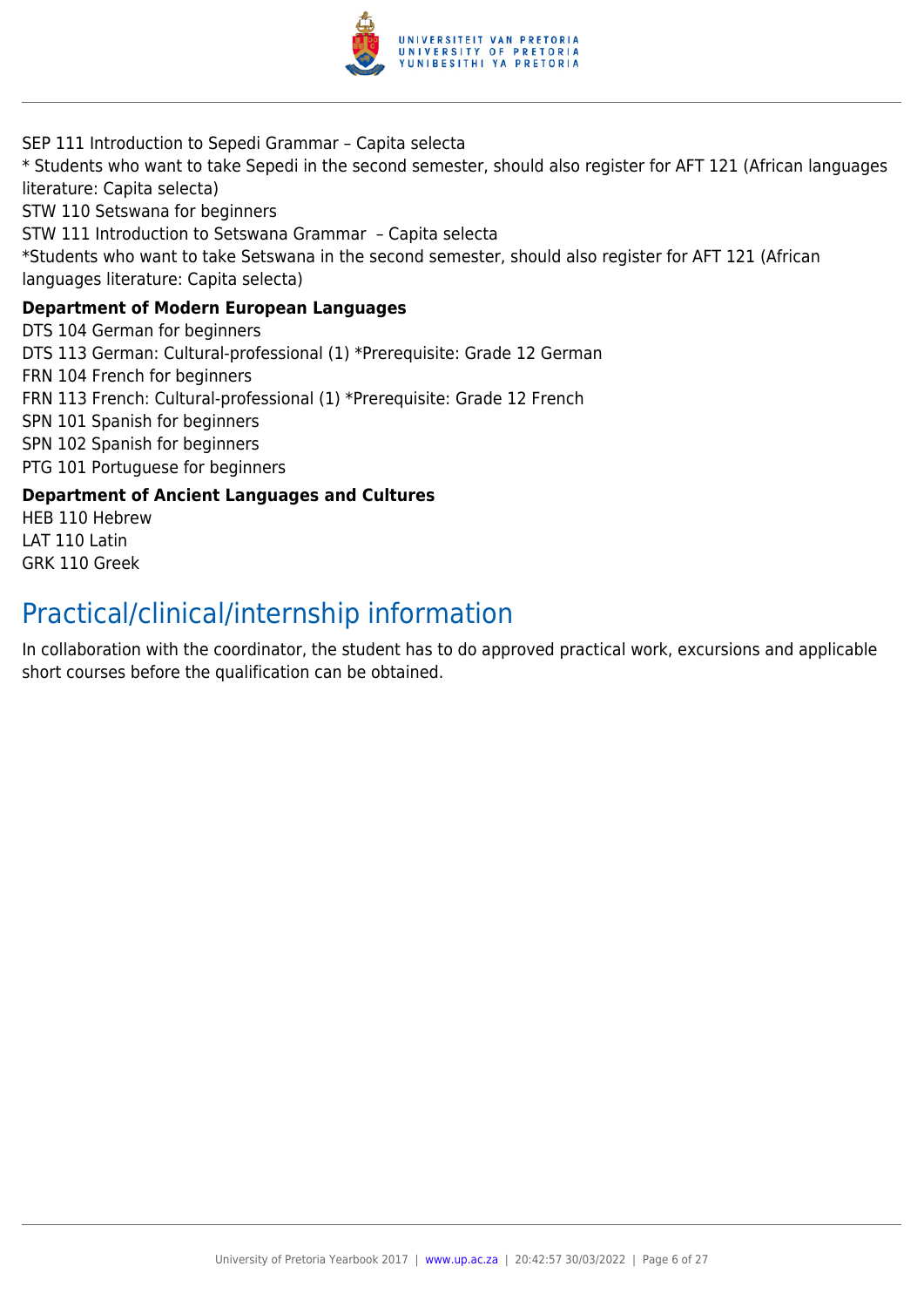SEP 111 Introduction to Sepedi Grammar – Capita selecta
* Students who want to take Sepedi in the second semester, should also register for AFT 121 (African languages literature: Capita selecta)
STW 110 Setswana for beginners
STW 111 Introduction to Setswana Grammar – Capita selecta
*Students who want to take Setswana in the second semester, should also register for AFT 121 (African languages literature: Capita selecta)

**Department of Modern European Languages**

DTS 104 German for beginners
DTS 113 German: Cultural-professional (1) *Prerequisite: Grade 12 German
FRN 104 French for beginners
FRN 113 French: Cultural-professional (1) *Prerequisite: Grade 12 French
SPN 101 Spanish for beginners
SPN 102 Spanish for beginners
PTG 101 Portuguese for beginners

**Department of Ancient Languages and Cultures**

HEB 110 Hebrew
LAT 110 Latin
GRK 110 Greek

## Practical/clinical/internship information

In collaboration with the coordinator, the student has to do approved practical work, excursions and applicable short courses before the qualification can be obtained.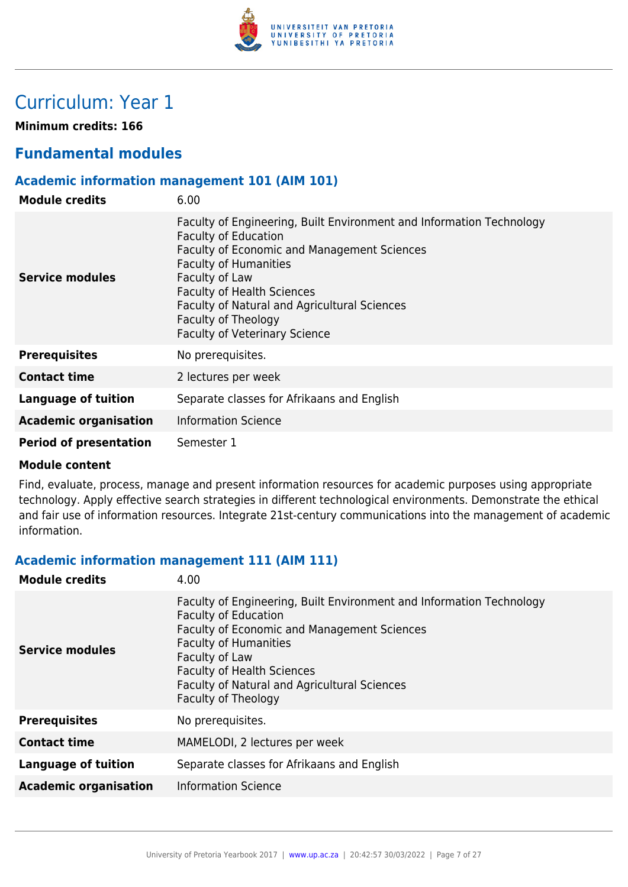# Curriculum: Year 1

**Minimum credits: 166**

## Fundamental modules

### Academic information management 101 (AIM 101)

| | |
|---|---|
| **Module credits** | 6.00 |
| **Service modules** | Faculty of Engineering, Built Environment and Information Technology<br>Faculty of Education<br>Faculty of Economic and Management Sciences<br>Faculty of Humanities<br>Faculty of Law<br>Faculty of Health Sciences<br>Faculty of Natural and Agricultural Sciences<br>Faculty of Theology<br>Faculty of Veterinary Science |
| **Prerequisites** | No prerequisites. |
| **Contact time** | 2 lectures per week |
| **Language of tuition** | Separate classes for Afrikaans and English |
| **Academic organisation** | Information Science |
| **Period of presentation** | Semester 1 |

**Module content**

Find, evaluate, process, manage and present information resources for academic purposes using appropriate technology. Apply effective search strategies in different technological environments. Demonstrate the ethical and fair use of information resources. Integrate 21st-century communications into the management of academic information.

### Academic information management 111 (AIM 111)

| | |
|---|---|
| **Module credits** | 4.00 |
| **Service modules** | Faculty of Engineering, Built Environment and Information Technology<br>Faculty of Education<br>Faculty of Economic and Management Sciences<br>Faculty of Humanities<br>Faculty of Law<br>Faculty of Health Sciences<br>Faculty of Natural and Agricultural Sciences<br>Faculty of Theology |
| **Prerequisites** | No prerequisites. |
| **Contact time** | MAMELODI, 2 lectures per week |
| **Language of tuition** | Separate classes for Afrikaans and English |
| **Academic organisation** | Information Science |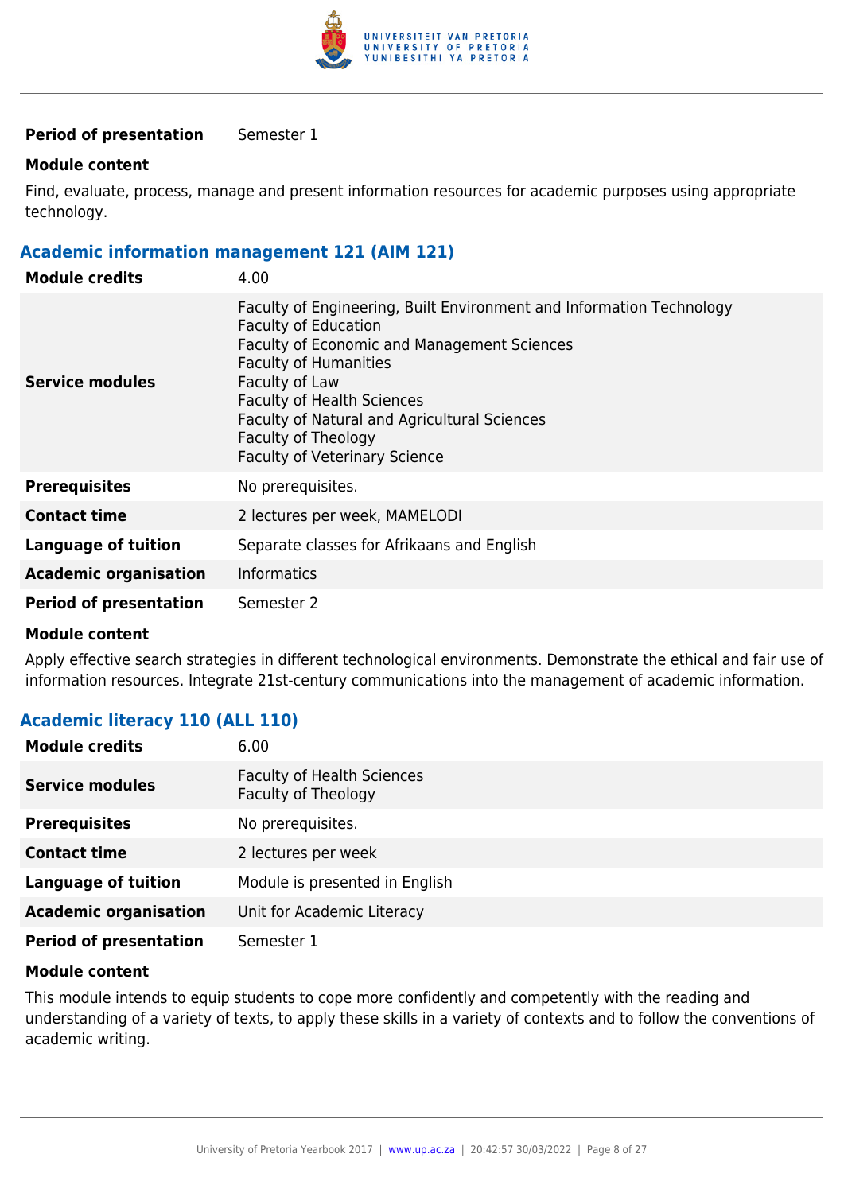| | |
|---|---|
| **Period of presentation** | Semester 1 |

**Module content**

Find, evaluate, process, manage and present information resources for academic purposes using appropriate technology.

### Academic information management 121 (AIM 121)

| | |
|---|---|
| **Module credits** | 4.00 |
| **Service modules** | Faculty of Engineering, Built Environment and Information Technology<br>Faculty of Education<br>Faculty of Economic and Management Sciences<br>Faculty of Humanities<br>Faculty of Law<br>Faculty of Health Sciences<br>Faculty of Natural and Agricultural Sciences<br>Faculty of Theology<br>Faculty of Veterinary Science |
| **Prerequisites** | No prerequisites. |
| **Contact time** | 2 lectures per week, MAMELODI |
| **Language of tuition** | Separate classes for Afrikaans and English |
| **Academic organisation** | Informatics |
| **Period of presentation** | Semester 2 |

**Module content**

Apply effective search strategies in different technological environments. Demonstrate the ethical and fair use of information resources. Integrate 21st-century communications into the management of academic information.

### Academic literacy 110 (ALL 110)

| | |
|---|---|
| **Module credits** | 6.00 |
| **Service modules** | Faculty of Health Sciences<br>Faculty of Theology |
| **Prerequisites** | No prerequisites. |
| **Contact time** | 2 lectures per week |
| **Language of tuition** | Module is presented in English |
| **Academic organisation** | Unit for Academic Literacy |
| **Period of presentation** | Semester 1 |

**Module content**

This module intends to equip students to cope more confidently and competently with the reading and understanding of a variety of texts, to apply these skills in a variety of contexts and to follow the conventions of academic writing.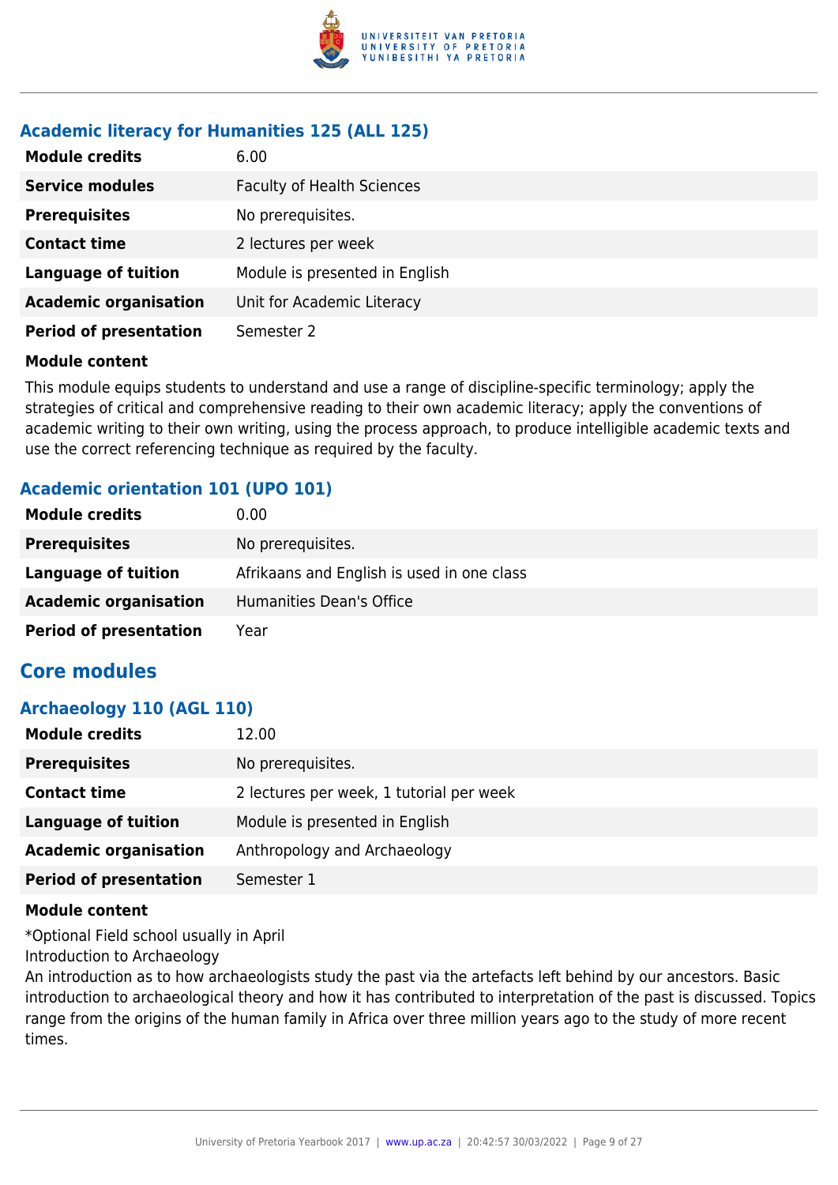### Academic literacy for Humanities 125 (ALL 125)

| | |
|---|---|
| **Module credits** | 6.00 |
| **Service modules** | Faculty of Health Sciences |
| **Prerequisites** | No prerequisites. |
| **Contact time** | 2 lectures per week |
| **Language of tuition** | Module is presented in English |
| **Academic organisation** | Unit for Academic Literacy |
| **Period of presentation** | Semester 2 |

**Module content**

This module equips students to understand and use a range of discipline-specific terminology; apply the strategies of critical and comprehensive reading to their own academic literacy; apply the conventions of academic writing to their own writing, using the process approach, to produce intelligible academic texts and use the correct referencing technique as required by the faculty.

### Academic orientation 101 (UPO 101)

| | |
|---|---|
| **Module credits** | 0.00 |
| **Prerequisites** | No prerequisites. |
| **Language of tuition** | Afrikaans and English is used in one class |
| **Academic organisation** | Humanities Dean's Office |
| **Period of presentation** | Year |

## Core modules

### Archaeology 110 (AGL 110)

| | |
|---|---|
| **Module credits** | 12.00 |
| **Prerequisites** | No prerequisites. |
| **Contact time** | 2 lectures per week, 1 tutorial per week |
| **Language of tuition** | Module is presented in English |
| **Academic organisation** | Anthropology and Archaeology |
| **Period of presentation** | Semester 1 |

**Module content**

*Optional Field school usually in April

Introduction to Archaeology

An introduction as to how archaeologists study the past via the artefacts left behind by our ancestors. Basic introduction to archaeological theory and how it has contributed to interpretation of the past is discussed. Topics range from the origins of the human family in Africa over three million years ago to the study of more recent times.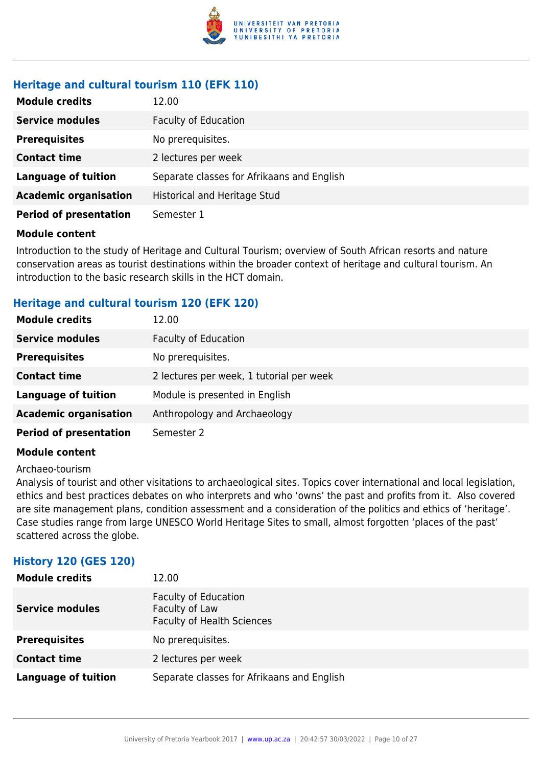### Heritage and cultural tourism 110 (EFK 110)

| | |
|---|---|
| **Module credits** | 12.00 |
| **Service modules** | Faculty of Education |
| **Prerequisites** | No prerequisites. |
| **Contact time** | 2 lectures per week |
| **Language of tuition** | Separate classes for Afrikaans and English |
| **Academic organisation** | Historical and Heritage Stud |
| **Period of presentation** | Semester 1 |

**Module content**

Introduction to the study of Heritage and Cultural Tourism; overview of South African resorts and nature conservation areas as tourist destinations within the broader context of heritage and cultural tourism. An introduction to the basic research skills in the HCT domain.

### Heritage and cultural tourism 120 (EFK 120)

| | |
|---|---|
| **Module credits** | 12.00 |
| **Service modules** | Faculty of Education |
| **Prerequisites** | No prerequisites. |
| **Contact time** | 2 lectures per week, 1 tutorial per week |
| **Language of tuition** | Module is presented in English |
| **Academic organisation** | Anthropology and Archaeology |
| **Period of presentation** | Semester 2 |

**Module content**

Archaeo-tourism
Analysis of tourist and other visitations to archaeological sites. Topics cover international and local legislation, ethics and best practices debates on who interprets and who 'owns' the past and profits from it. Also covered are site management plans, condition assessment and a consideration of the politics and ethics of 'heritage'. Case studies range from large UNESCO World Heritage Sites to small, almost forgotten 'places of the past' scattered across the globe.

### History 120 (GES 120)

| | |
|---|---|
| **Module credits** | 12.00 |
| **Service modules** | Faculty of Education<br>Faculty of Law<br>Faculty of Health Sciences |
| **Prerequisites** | No prerequisites. |
| **Contact time** | 2 lectures per week |
| **Language of tuition** | Separate classes for Afrikaans and English |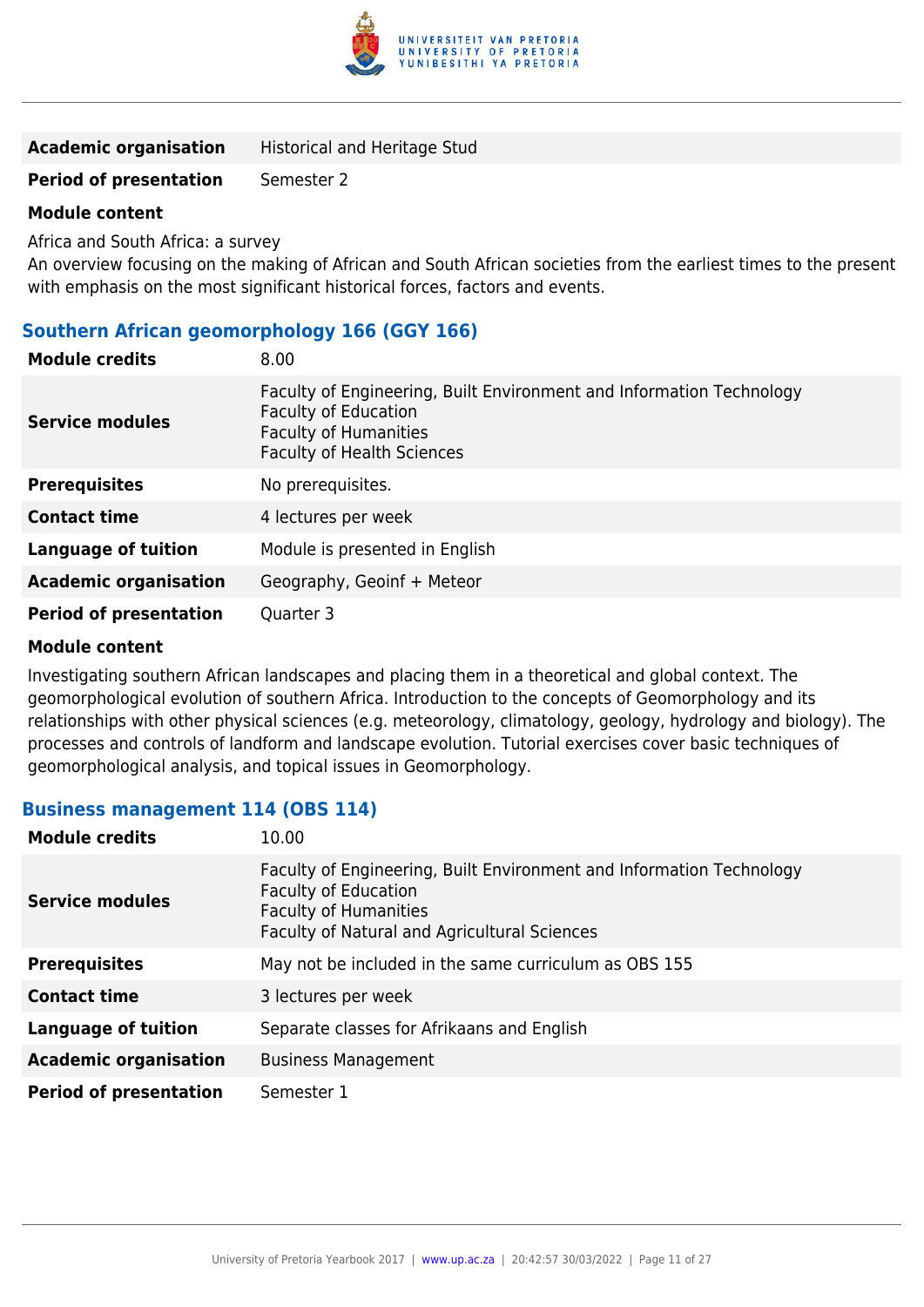| | |
|---|---|
| **Academic organisation** | Historical and Heritage Stud |
| **Period of presentation** | Semester 2 |

**Module content**

Africa and South Africa: a survey
An overview focusing on the making of African and South African societies from the earliest times to the present with emphasis on the most significant historical forces, factors and events.

### Southern African geomorphology 166 (GGY 166)

| | |
|---|---|
| **Module credits** | 8.00 |
| **Service modules** | Faculty of Engineering, Built Environment and Information Technology<br>Faculty of Education<br>Faculty of Humanities<br>Faculty of Health Sciences |
| **Prerequisites** | No prerequisites. |
| **Contact time** | 4 lectures per week |
| **Language of tuition** | Module is presented in English |
| **Academic organisation** | Geography, Geoinf + Meteor |
| **Period of presentation** | Quarter 3 |

**Module content**

Investigating southern African landscapes and placing them in a theoretical and global context. The geomorphological evolution of southern Africa. Introduction to the concepts of Geomorphology and its relationships with other physical sciences (e.g. meteorology, climatology, geology, hydrology and biology). The processes and controls of landform and landscape evolution. Tutorial exercises cover basic techniques of geomorphological analysis, and topical issues in Geomorphology.

### Business management 114 (OBS 114)

| | |
|---|---|
| **Module credits** | 10.00 |
| **Service modules** | Faculty of Engineering, Built Environment and Information Technology<br>Faculty of Education<br>Faculty of Humanities<br>Faculty of Natural and Agricultural Sciences |
| **Prerequisites** | May not be included in the same curriculum as OBS 155 |
| **Contact time** | 3 lectures per week |
| **Language of tuition** | Separate classes for Afrikaans and English |
| **Academic organisation** | Business Management |
| **Period of presentation** | Semester 1 |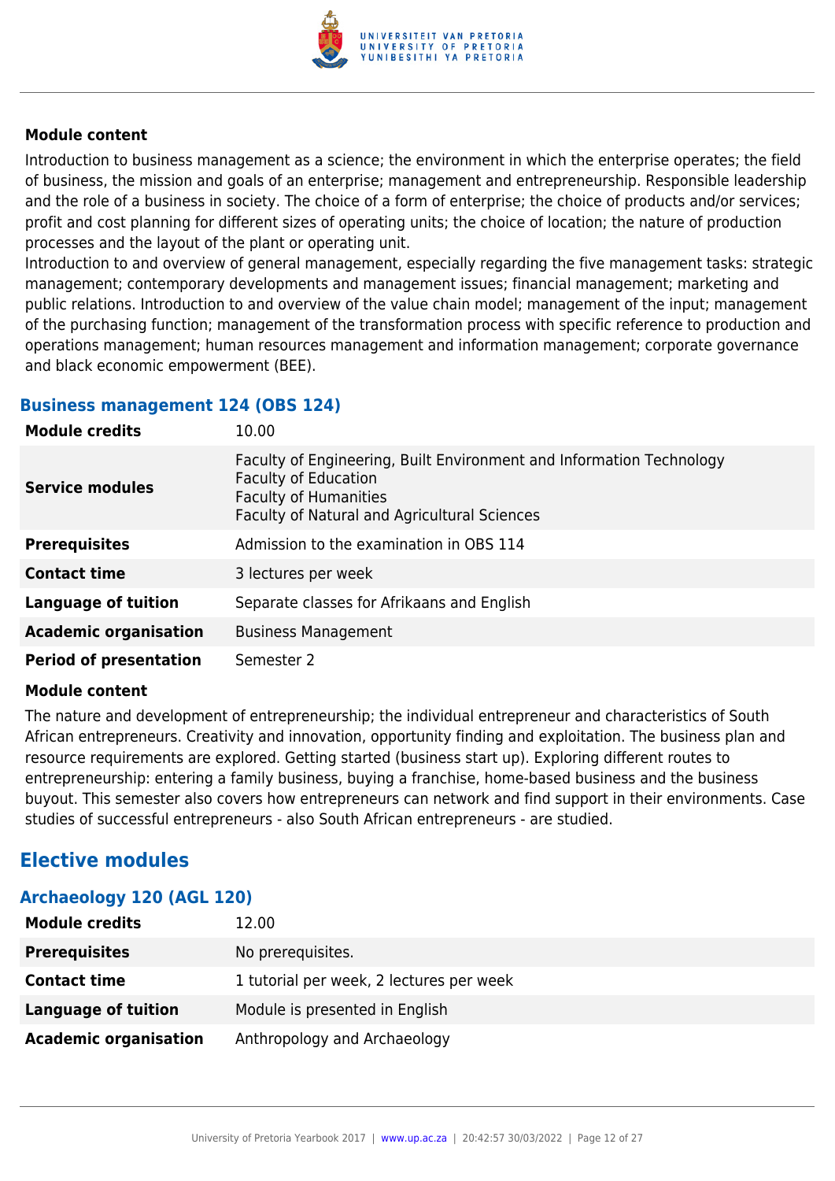**Module content**

Introduction to business management as a science; the environment in which the enterprise operates; the field of business, the mission and goals of an enterprise; management and entrepreneurship. Responsible leadership and the role of a business in society. The choice of a form of enterprise; the choice of products and/or services; profit and cost planning for different sizes of operating units; the choice of location; the nature of production processes and the layout of the plant or operating unit.
Introduction to and overview of general management, especially regarding the five management tasks: strategic management; contemporary developments and management issues; financial management; marketing and public relations. Introduction to and overview of the value chain model; management of the input; management of the purchasing function; management of the transformation process with specific reference to production and operations management; human resources management and information management; corporate governance and black economic empowerment (BEE).

### Business management 124 (OBS 124)

| | |
|---|---|
| **Module credits** | 10.00 |
| **Service modules** | Faculty of Engineering, Built Environment and Information Technology<br>Faculty of Education<br>Faculty of Humanities<br>Faculty of Natural and Agricultural Sciences |
| **Prerequisites** | Admission to the examination in OBS 114 |
| **Contact time** | 3 lectures per week |
| **Language of tuition** | Separate classes for Afrikaans and English |
| **Academic organisation** | Business Management |
| **Period of presentation** | Semester 2 |

**Module content**

The nature and development of entrepreneurship; the individual entrepreneur and characteristics of South African entrepreneurs. Creativity and innovation, opportunity finding and exploitation. The business plan and resource requirements are explored. Getting started (business start up). Exploring different routes to entrepreneurship: entering a family business, buying a franchise, home-based business and the business buyout. This semester also covers how entrepreneurs can network and find support in their environments. Case studies of successful entrepreneurs - also South African entrepreneurs - are studied.

## Elective modules

### Archaeology 120 (AGL 120)

| | |
|---|---|
| **Module credits** | 12.00 |
| **Prerequisites** | No prerequisites. |
| **Contact time** | 1 tutorial per week, 2 lectures per week |
| **Language of tuition** | Module is presented in English |
| **Academic organisation** | Anthropology and Archaeology |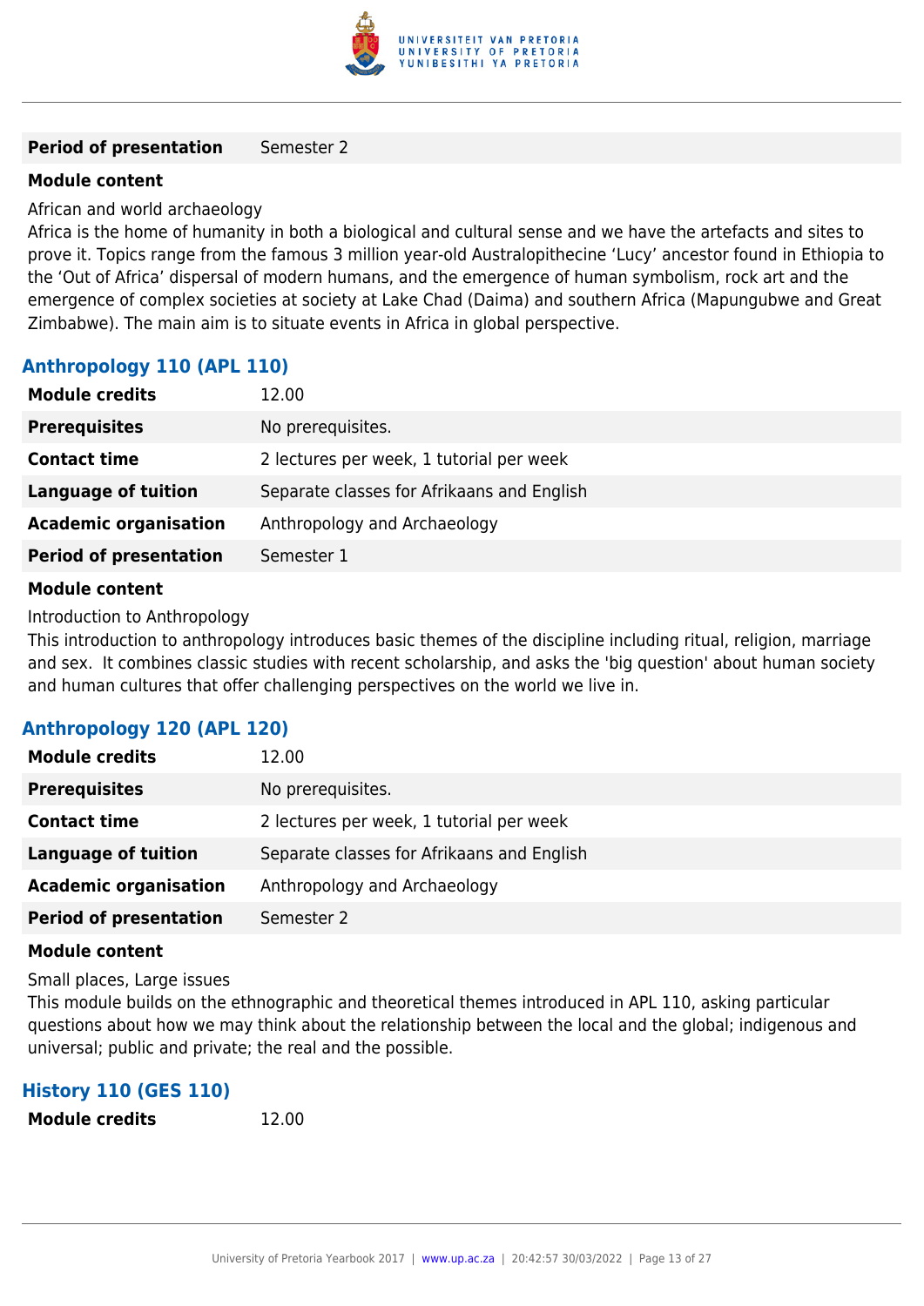| | |
|---|---|
| **Period of presentation** | Semester 2 |

**Module content**

African and world archaeology

Africa is the home of humanity in both a biological and cultural sense and we have the artefacts and sites to prove it. Topics range from the famous 3 million year-old Australopithecine 'Lucy' ancestor found in Ethiopia to the 'Out of Africa' dispersal of modern humans, and the emergence of human symbolism, rock art and the emergence of complex societies at society at Lake Chad (Daima) and southern Africa (Mapungubwe and Great Zimbabwe). The main aim is to situate events in Africa in global perspective.

### Anthropology 110 (APL 110)

| | |
|---|---|
| **Module credits** | 12.00 |
| **Prerequisites** | No prerequisites. |
| **Contact time** | 2 lectures per week, 1 tutorial per week |
| **Language of tuition** | Separate classes for Afrikaans and English |
| **Academic organisation** | Anthropology and Archaeology |
| **Period of presentation** | Semester 1 |

**Module content**

Introduction to Anthropology

This introduction to anthropology introduces basic themes of the discipline including ritual, religion, marriage and sex. It combines classic studies with recent scholarship, and asks the 'big question' about human society and human cultures that offer challenging perspectives on the world we live in.

### Anthropology 120 (APL 120)

| | |
|---|---|
| **Module credits** | 12.00 |
| **Prerequisites** | No prerequisites. |
| **Contact time** | 2 lectures per week, 1 tutorial per week |
| **Language of tuition** | Separate classes for Afrikaans and English |
| **Academic organisation** | Anthropology and Archaeology |
| **Period of presentation** | Semester 2 |

**Module content**

Small places, Large issues

This module builds on the ethnographic and theoretical themes introduced in APL 110, asking particular questions about how we may think about the relationship between the local and the global; indigenous and universal; public and private; the real and the possible.

### History 110 (GES 110)

| | |
|---|---|
| **Module credits** | 12.00 |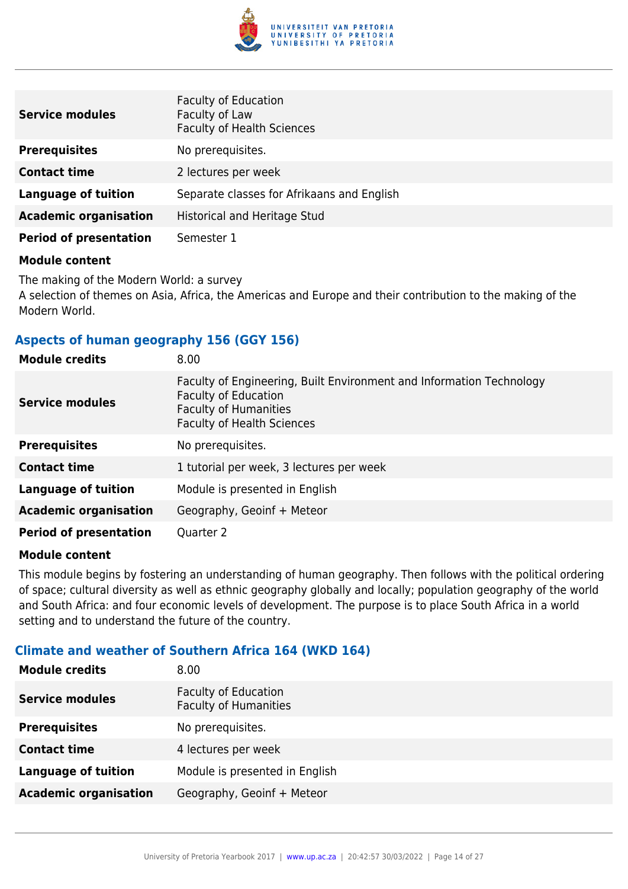| | |
|---|---|
| **Service modules** | Faculty of Education<br>Faculty of Law<br>Faculty of Health Sciences |
| **Prerequisites** | No prerequisites. |
| **Contact time** | 2 lectures per week |
| **Language of tuition** | Separate classes for Afrikaans and English |
| **Academic organisation** | Historical and Heritage Stud |
| **Period of presentation** | Semester 1 |

**Module content**

The making of the Modern World: a survey
A selection of themes on Asia, Africa, the Americas and Europe and their contribution to the making of the Modern World.

### Aspects of human geography 156 (GGY 156)

| | |
|---|---|
| **Module credits** | 8.00 |
| **Service modules** | Faculty of Engineering, Built Environment and Information Technology<br>Faculty of Education<br>Faculty of Humanities<br>Faculty of Health Sciences |
| **Prerequisites** | No prerequisites. |
| **Contact time** | 1 tutorial per week, 3 lectures per week |
| **Language of tuition** | Module is presented in English |
| **Academic organisation** | Geography, Geoinf + Meteor |
| **Period of presentation** | Quarter 2 |

**Module content**

This module begins by fostering an understanding of human geography. Then follows with the political ordering of space; cultural diversity as well as ethnic geography globally and locally; population geography of the world and South Africa: and four economic levels of development. The purpose is to place South Africa in a world setting and to understand the future of the country.

### Climate and weather of Southern Africa 164 (WKD 164)

| | |
|---|---|
| **Module credits** | 8.00 |
| **Service modules** | Faculty of Education<br>Faculty of Humanities |
| **Prerequisites** | No prerequisites. |
| **Contact time** | 4 lectures per week |
| **Language of tuition** | Module is presented in English |
| **Academic organisation** | Geography, Geoinf + Meteor |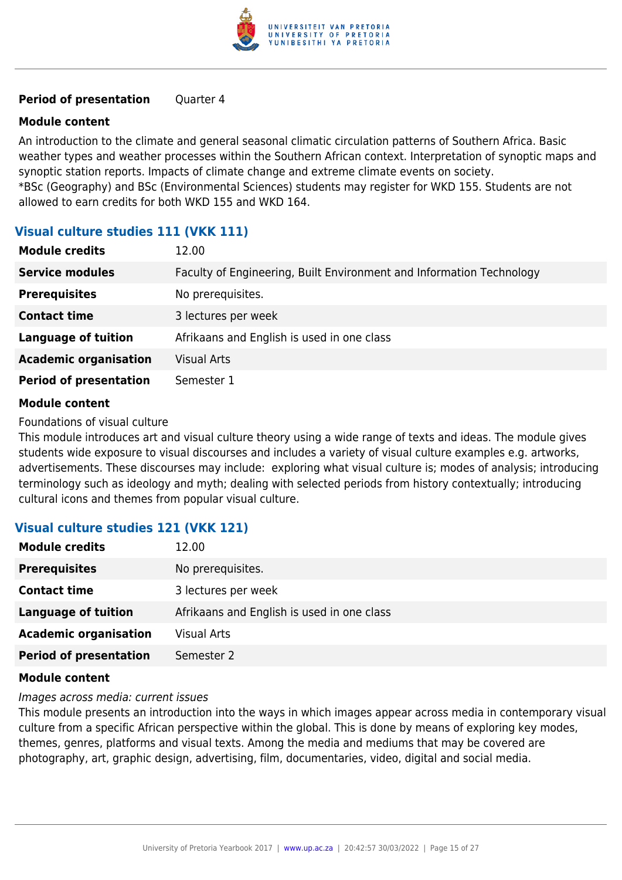| | |
|---|---|
| **Period of presentation** | Quarter 4 |

**Module content**

An introduction to the climate and general seasonal climatic circulation patterns of Southern Africa. Basic weather types and weather processes within the Southern African context. Interpretation of synoptic maps and synoptic station reports. Impacts of climate change and extreme climate events on society.
*BSc (Geography) and BSc (Environmental Sciences) students may register for WKD 155. Students are not allowed to earn credits for both WKD 155 and WKD 164.

### Visual culture studies 111 (VKK 111)

| | |
|---|---|
| **Module credits** | 12.00 |
| **Service modules** | Faculty of Engineering, Built Environment and Information Technology |
| **Prerequisites** | No prerequisites. |
| **Contact time** | 3 lectures per week |
| **Language of tuition** | Afrikaans and English is used in one class |
| **Academic organisation** | Visual Arts |
| **Period of presentation** | Semester 1 |

**Module content**

Foundations of visual culture
This module introduces art and visual culture theory using a wide range of texts and ideas. The module gives students wide exposure to visual discourses and includes a variety of visual culture examples e.g. artworks, advertisements. These discourses may include: exploring what visual culture is; modes of analysis; introducing terminology such as ideology and myth; dealing with selected periods from history contextually; introducing cultural icons and themes from popular visual culture.

### Visual culture studies 121 (VKK 121)

| | |
|---|---|
| **Module credits** | 12.00 |
| **Prerequisites** | No prerequisites. |
| **Contact time** | 3 lectures per week |
| **Language of tuition** | Afrikaans and English is used in one class |
| **Academic organisation** | Visual Arts |
| **Period of presentation** | Semester 2 |

**Module content**

*Images across media: current issues*
This module presents an introduction into the ways in which images appear across media in contemporary visual culture from a specific African perspective within the global. This is done by means of exploring key modes, themes, genres, platforms and visual texts. Among the media and mediums that may be covered are photography, art, graphic design, advertising, film, documentaries, video, digital and social media.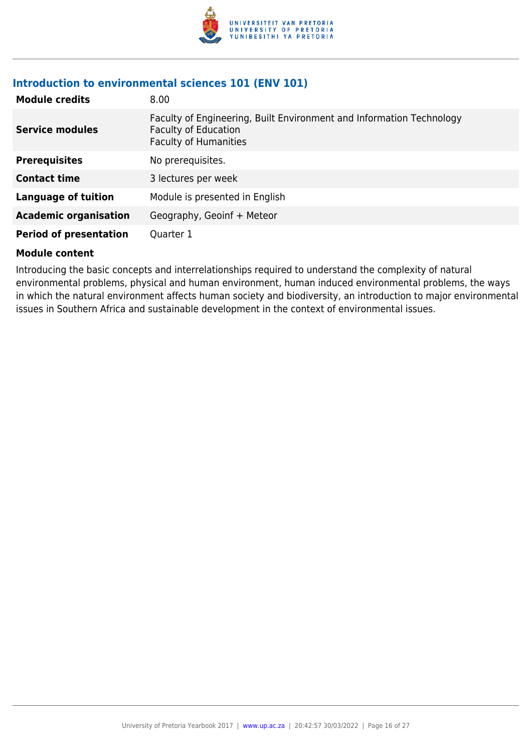### Introduction to environmental sciences 101 (ENV 101)

| | |
|---|---|
| **Module credits** | 8.00 |
| **Service modules** | Faculty of Engineering, Built Environment and Information Technology<br>Faculty of Education<br>Faculty of Humanities |
| **Prerequisites** | No prerequisites. |
| **Contact time** | 3 lectures per week |
| **Language of tuition** | Module is presented in English |
| **Academic organisation** | Geography, Geoinf + Meteor |
| **Period of presentation** | Quarter 1 |

**Module content**

Introducing the basic concepts and interrelationships required to understand the complexity of natural environmental problems, physical and human environment, human induced environmental problems, the ways in which the natural environment affects human society and biodiversity, an introduction to major environmental issues in Southern Africa and sustainable development in the context of environmental issues.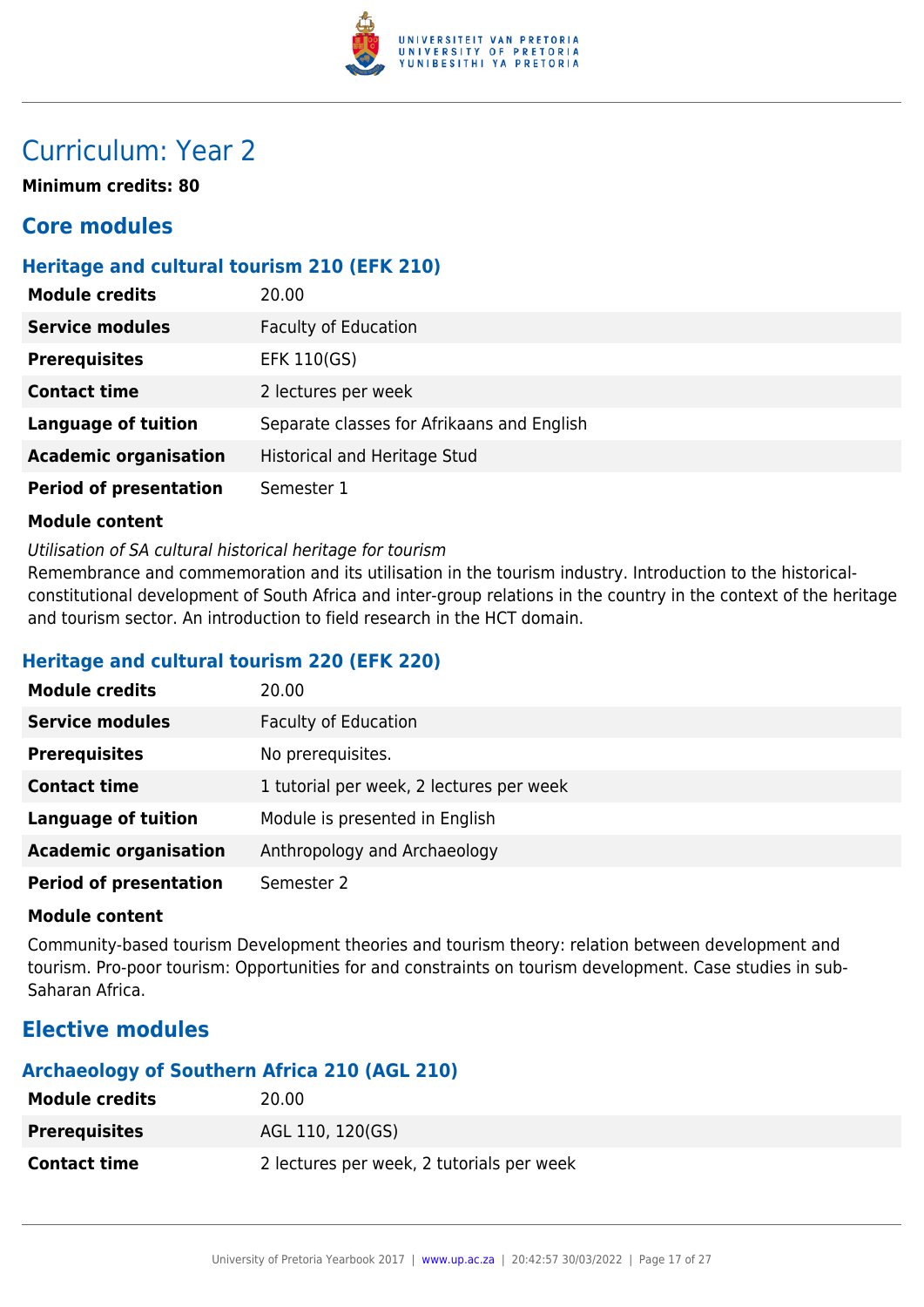# Curriculum: Year 2

**Minimum credits: 80**

## Core modules

### Heritage and cultural tourism 210 (EFK 210)

| | |
|---|---|
| **Module credits** | 20.00 |
| **Service modules** | Faculty of Education |
| **Prerequisites** | EFK 110(GS) |
| **Contact time** | 2 lectures per week |
| **Language of tuition** | Separate classes for Afrikaans and English |
| **Academic organisation** | Historical and Heritage Stud |
| **Period of presentation** | Semester 1 |

**Module content**

*Utilisation of SA cultural historical heritage for tourism*
Remembrance and commemoration and its utilisation in the tourism industry. Introduction to the historical-constitutional development of South Africa and inter-group relations in the country in the context of the heritage and tourism sector. An introduction to field research in the HCT domain.

### Heritage and cultural tourism 220 (EFK 220)

| | |
|---|---|
| **Module credits** | 20.00 |
| **Service modules** | Faculty of Education |
| **Prerequisites** | No prerequisites. |
| **Contact time** | 1 tutorial per week, 2 lectures per week |
| **Language of tuition** | Module is presented in English |
| **Academic organisation** | Anthropology and Archaeology |
| **Period of presentation** | Semester 2 |

**Module content**

Community-based tourism Development theories and tourism theory: relation between development and tourism. Pro-poor tourism: Opportunities for and constraints on tourism development. Case studies in sub-Saharan Africa.

## Elective modules

### Archaeology of Southern Africa 210 (AGL 210)

| | |
|---|---|
| **Module credits** | 20.00 |
| **Prerequisites** | AGL 110, 120(GS) |
| **Contact time** | 2 lectures per week, 2 tutorials per week |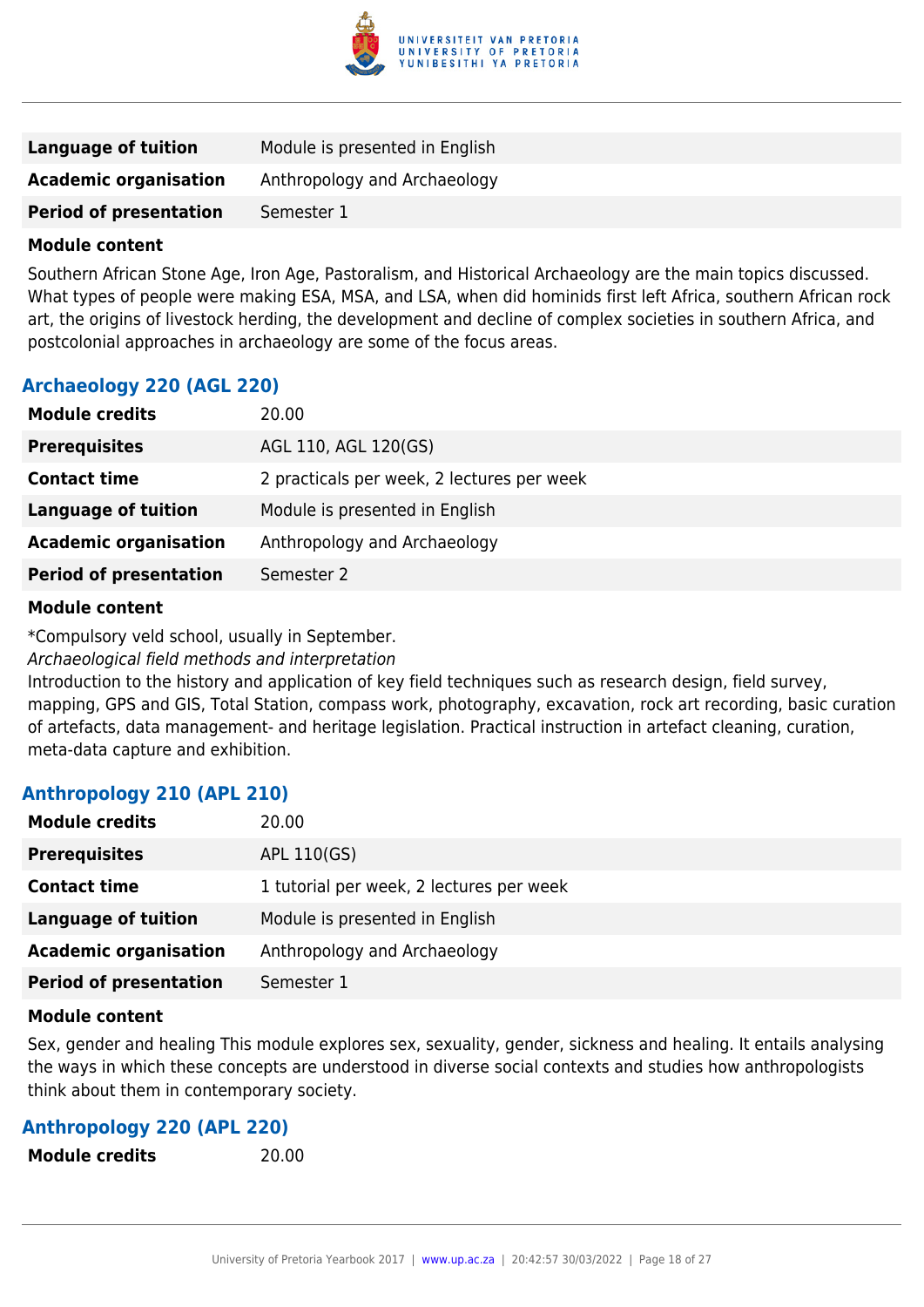| | |
|---|---|
| **Language of tuition** | Module is presented in English |
| **Academic organisation** | Anthropology and Archaeology |
| **Period of presentation** | Semester 1 |

**Module content**

Southern African Stone Age, Iron Age, Pastoralism, and Historical Archaeology are the main topics discussed. What types of people were making ESA, MSA, and LSA, when did hominids first left Africa, southern African rock art, the origins of livestock herding, the development and decline of complex societies in southern Africa, and postcolonial approaches in archaeology are some of the focus areas.

### Archaeology 220 (AGL 220)

| | |
|---|---|
| **Module credits** | 20.00 |
| **Prerequisites** | AGL 110, AGL 120(GS) |
| **Contact time** | 2 practicals per week, 2 lectures per week |
| **Language of tuition** | Module is presented in English |
| **Academic organisation** | Anthropology and Archaeology |
| **Period of presentation** | Semester 2 |

**Module content**

*Compulsory veld school, usually in September.

*Archaeological field methods and interpretation*

Introduction to the history and application of key field techniques such as research design, field survey, mapping, GPS and GIS, Total Station, compass work, photography, excavation, rock art recording, basic curation of artefacts, data management- and heritage legislation. Practical instruction in artefact cleaning, curation, meta-data capture and exhibition.

### Anthropology 210 (APL 210)

| | |
|---|---|
| **Module credits** | 20.00 |
| **Prerequisites** | APL 110(GS) |
| **Contact time** | 1 tutorial per week, 2 lectures per week |
| **Language of tuition** | Module is presented in English |
| **Academic organisation** | Anthropology and Archaeology |
| **Period of presentation** | Semester 1 |

**Module content**

Sex, gender and healing This module explores sex, sexuality, gender, sickness and healing. It entails analysing the ways in which these concepts are understood in diverse social contexts and studies how anthropologists think about them in contemporary society.

### Anthropology 220 (APL 220)

| | |
|---|---|
| **Module credits** | 20.00 |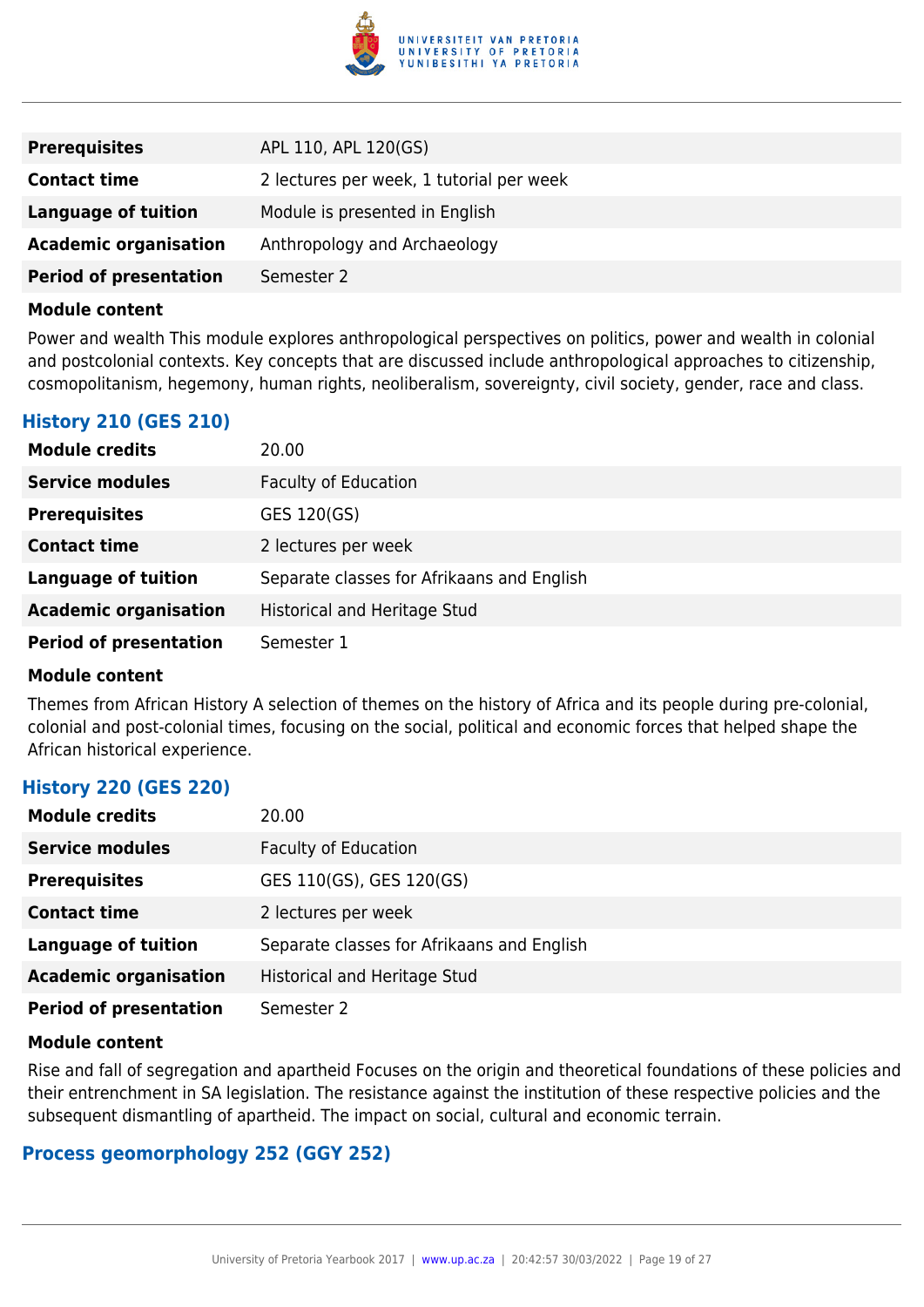| | |
|---|---|
| **Prerequisites** | APL 110, APL 120(GS) |
| **Contact time** | 2 lectures per week, 1 tutorial per week |
| **Language of tuition** | Module is presented in English |
| **Academic organisation** | Anthropology and Archaeology |
| **Period of presentation** | Semester 2 |

**Module content**

Power and wealth This module explores anthropological perspectives on politics, power and wealth in colonial and postcolonial contexts. Key concepts that are discussed include anthropological approaches to citizenship, cosmopolitanism, hegemony, human rights, neoliberalism, sovereignty, civil society, gender, race and class.

### History 210 (GES 210)

| | |
|---|---|
| **Module credits** | 20.00 |
| **Service modules** | Faculty of Education |
| **Prerequisites** | GES 120(GS) |
| **Contact time** | 2 lectures per week |
| **Language of tuition** | Separate classes for Afrikaans and English |
| **Academic organisation** | Historical and Heritage Stud |
| **Period of presentation** | Semester 1 |

**Module content**

Themes from African History A selection of themes on the history of Africa and its people during pre-colonial, colonial and post-colonial times, focusing on the social, political and economic forces that helped shape the African historical experience.

### History 220 (GES 220)

| | |
|---|---|
| **Module credits** | 20.00 |
| **Service modules** | Faculty of Education |
| **Prerequisites** | GES 110(GS), GES 120(GS) |
| **Contact time** | 2 lectures per week |
| **Language of tuition** | Separate classes for Afrikaans and English |
| **Academic organisation** | Historical and Heritage Stud |
| **Period of presentation** | Semester 2 |

**Module content**

Rise and fall of segregation and apartheid Focuses on the origin and theoretical foundations of these policies and their entrenchment in SA legislation. The resistance against the institution of these respective policies and the subsequent dismantling of apartheid. The impact on social, cultural and economic terrain.

### Process geomorphology 252 (GGY 252)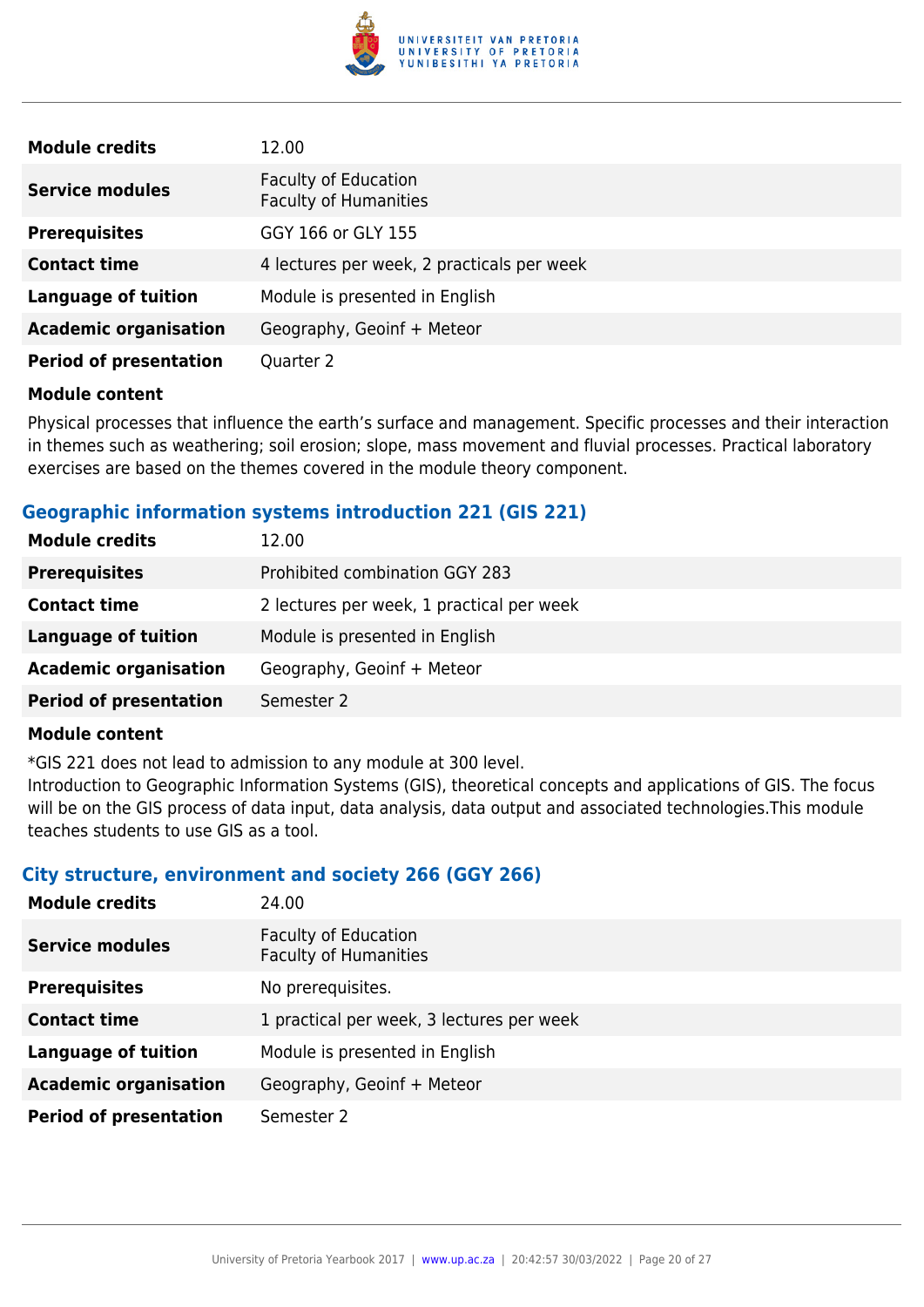| | |
|---|---|
| **Module credits** | 12.00 |
| **Service modules** | Faculty of Education<br>Faculty of Humanities |
| **Prerequisites** | GGY 166 or GLY 155 |
| **Contact time** | 4 lectures per week, 2 practicals per week |
| **Language of tuition** | Module is presented in English |
| **Academic organisation** | Geography, Geoinf + Meteor |
| **Period of presentation** | Quarter 2 |

**Module content**

Physical processes that influence the earth's surface and management. Specific processes and their interaction in themes such as weathering; soil erosion; slope, mass movement and fluvial processes. Practical laboratory exercises are based on the themes covered in the module theory component.

### Geographic information systems introduction 221 (GIS 221)

| | |
|---|---|
| **Module credits** | 12.00 |
| **Prerequisites** | Prohibited combination GGY 283 |
| **Contact time** | 2 lectures per week, 1 practical per week |
| **Language of tuition** | Module is presented in English |
| **Academic organisation** | Geography, Geoinf + Meteor |
| **Period of presentation** | Semester 2 |

**Module content**

*GIS 221 does not lead to admission to any module at 300 level.
Introduction to Geographic Information Systems (GIS), theoretical concepts and applications of GIS. The focus will be on the GIS process of data input, data analysis, data output and associated technologies.This module teaches students to use GIS as a tool.

### City structure, environment and society 266 (GGY 266)

| | |
|---|---|
| **Module credits** | 24.00 |
| **Service modules** | Faculty of Education<br>Faculty of Humanities |
| **Prerequisites** | No prerequisites. |
| **Contact time** | 1 practical per week, 3 lectures per week |
| **Language of tuition** | Module is presented in English |
| **Academic organisation** | Geography, Geoinf + Meteor |
| **Period of presentation** | Semester 2 |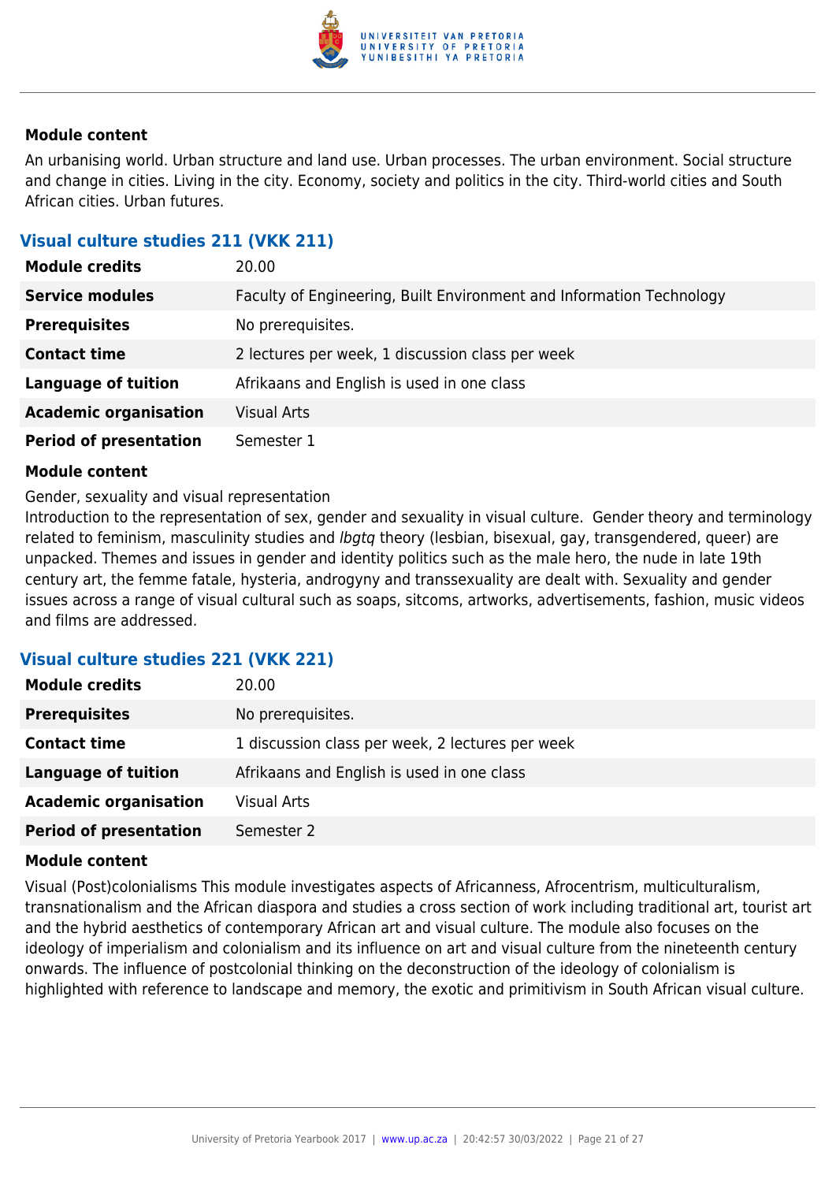**Module content**

An urbanising world. Urban structure and land use. Urban processes. The urban environment. Social structure and change in cities. Living in the city. Economy, society and politics in the city. Third-world cities and South African cities. Urban futures.

### Visual culture studies 211 (VKK 211)

| | |
|---|---|
| **Module credits** | 20.00 |
| **Service modules** | Faculty of Engineering, Built Environment and Information Technology |
| **Prerequisites** | No prerequisites. |
| **Contact time** | 2 lectures per week, 1 discussion class per week |
| **Language of tuition** | Afrikaans and English is used in one class |
| **Academic organisation** | Visual Arts |
| **Period of presentation** | Semester 1 |

**Module content**

Gender, sexuality and visual representation
Introduction to the representation of sex, gender and sexuality in visual culture. Gender theory and terminology related to feminism, masculinity studies and *lbgtq* theory (lesbian, bisexual, gay, transgendered, queer) are unpacked. Themes and issues in gender and identity politics such as the male hero, the nude in late 19th century art, the femme fatale, hysteria, androgyny and transsexuality are dealt with. Sexuality and gender issues across a range of visual cultural such as soaps, sitcoms, artworks, advertisements, fashion, music videos and films are addressed.

### Visual culture studies 221 (VKK 221)

| | |
|---|---|
| **Module credits** | 20.00 |
| **Prerequisites** | No prerequisites. |
| **Contact time** | 1 discussion class per week, 2 lectures per week |
| **Language of tuition** | Afrikaans and English is used in one class |
| **Academic organisation** | Visual Arts |
| **Period of presentation** | Semester 2 |

**Module content**

Visual (Post)colonialisms This module investigates aspects of Africanness, Afrocentrism, multiculturalism, transnationalism and the African diaspora and studies a cross section of work including traditional art, tourist art and the hybrid aesthetics of contemporary African art and visual culture. The module also focuses on the ideology of imperialism and colonialism and its influence on art and visual culture from the nineteenth century onwards. The influence of postcolonial thinking on the deconstruction of the ideology of colonialism is highlighted with reference to landscape and memory, the exotic and primitivism in South African visual culture.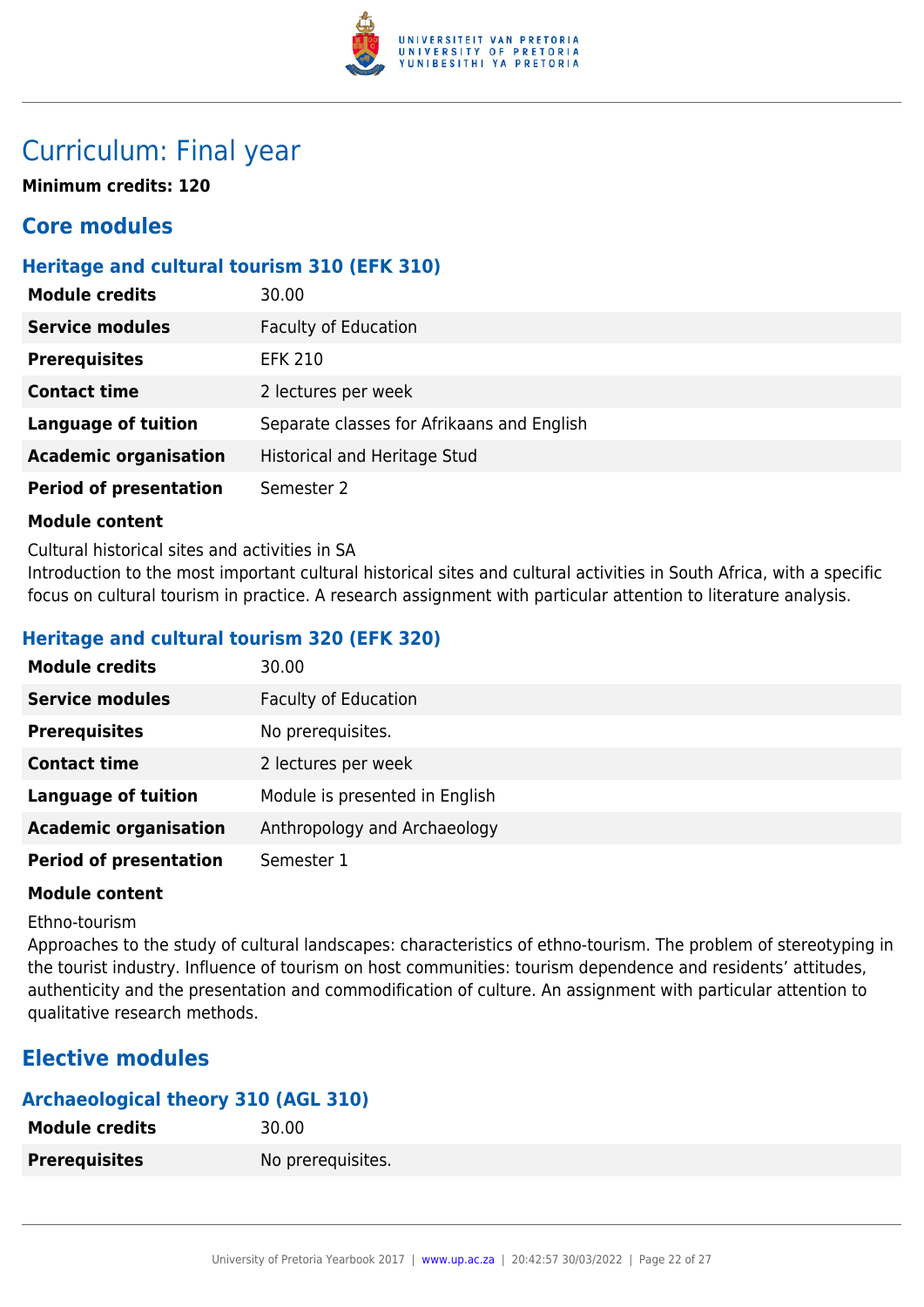# Curriculum: Final year

**Minimum credits: 120**

## Core modules

### Heritage and cultural tourism 310 (EFK 310)

| | |
|---|---|
| **Module credits** | 30.00 |
| **Service modules** | Faculty of Education |
| **Prerequisites** | EFK 210 |
| **Contact time** | 2 lectures per week |
| **Language of tuition** | Separate classes for Afrikaans and English |
| **Academic organisation** | Historical and Heritage Stud |
| **Period of presentation** | Semester 2 |

**Module content**

Cultural historical sites and activities in SA
Introduction to the most important cultural historical sites and cultural activities in South Africa, with a specific focus on cultural tourism in practice. A research assignment with particular attention to literature analysis.

### Heritage and cultural tourism 320 (EFK 320)

| | |
|---|---|
| **Module credits** | 30.00 |
| **Service modules** | Faculty of Education |
| **Prerequisites** | No prerequisites. |
| **Contact time** | 2 lectures per week |
| **Language of tuition** | Module is presented in English |
| **Academic organisation** | Anthropology and Archaeology |
| **Period of presentation** | Semester 1 |

**Module content**

Ethno-tourism
Approaches to the study of cultural landscapes: characteristics of ethno-tourism. The problem of stereotyping in the tourist industry. Influence of tourism on host communities: tourism dependence and residents' attitudes, authenticity and the presentation and commodification of culture. An assignment with particular attention to qualitative research methods.

## Elective modules

### Archaeological theory 310 (AGL 310)

| | |
|---|---|
| **Module credits** | 30.00 |
| **Prerequisites** | No prerequisites. |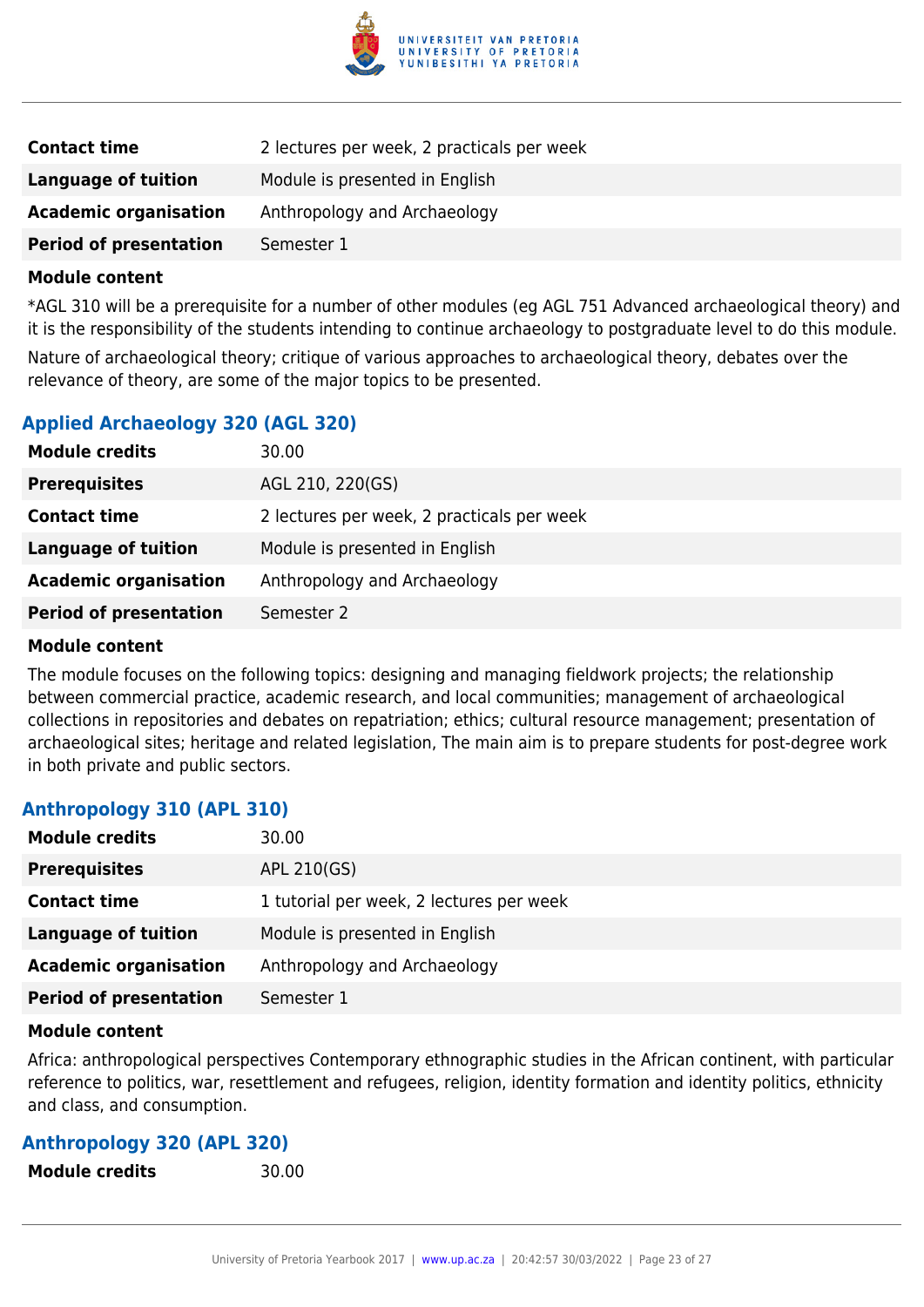| | |
|---|---|
| **Contact time** | 2 lectures per week, 2 practicals per week |
| **Language of tuition** | Module is presented in English |
| **Academic organisation** | Anthropology and Archaeology |
| **Period of presentation** | Semester 1 |

**Module content**

*AGL 310 will be a prerequisite for a number of other modules (eg AGL 751 Advanced archaeological theory) and it is the responsibility of the students intending to continue archaeology to postgraduate level to do this module.

Nature of archaeological theory; critique of various approaches to archaeological theory, debates over the relevance of theory, are some of the major topics to be presented.

### Applied Archaeology 320 (AGL 320)

| | |
|---|---|
| **Module credits** | 30.00 |
| **Prerequisites** | AGL 210, 220(GS) |
| **Contact time** | 2 lectures per week, 2 practicals per week |
| **Language of tuition** | Module is presented in English |
| **Academic organisation** | Anthropology and Archaeology |
| **Period of presentation** | Semester 2 |

**Module content**

The module focuses on the following topics: designing and managing fieldwork projects; the relationship between commercial practice, academic research, and local communities; management of archaeological collections in repositories and debates on repatriation; ethics; cultural resource management; presentation of archaeological sites; heritage and related legislation, The main aim is to prepare students for post-degree work in both private and public sectors.

### Anthropology 310 (APL 310)

| | |
|---|---|
| **Module credits** | 30.00 |
| **Prerequisites** | APL 210(GS) |
| **Contact time** | 1 tutorial per week, 2 lectures per week |
| **Language of tuition** | Module is presented in English |
| **Academic organisation** | Anthropology and Archaeology |
| **Period of presentation** | Semester 1 |

**Module content**

Africa: anthropological perspectives Contemporary ethnographic studies in the African continent, with particular reference to politics, war, resettlement and refugees, religion, identity formation and identity politics, ethnicity and class, and consumption.

### Anthropology 320 (APL 320)

| | |
|---|---|
| **Module credits** | 30.00 |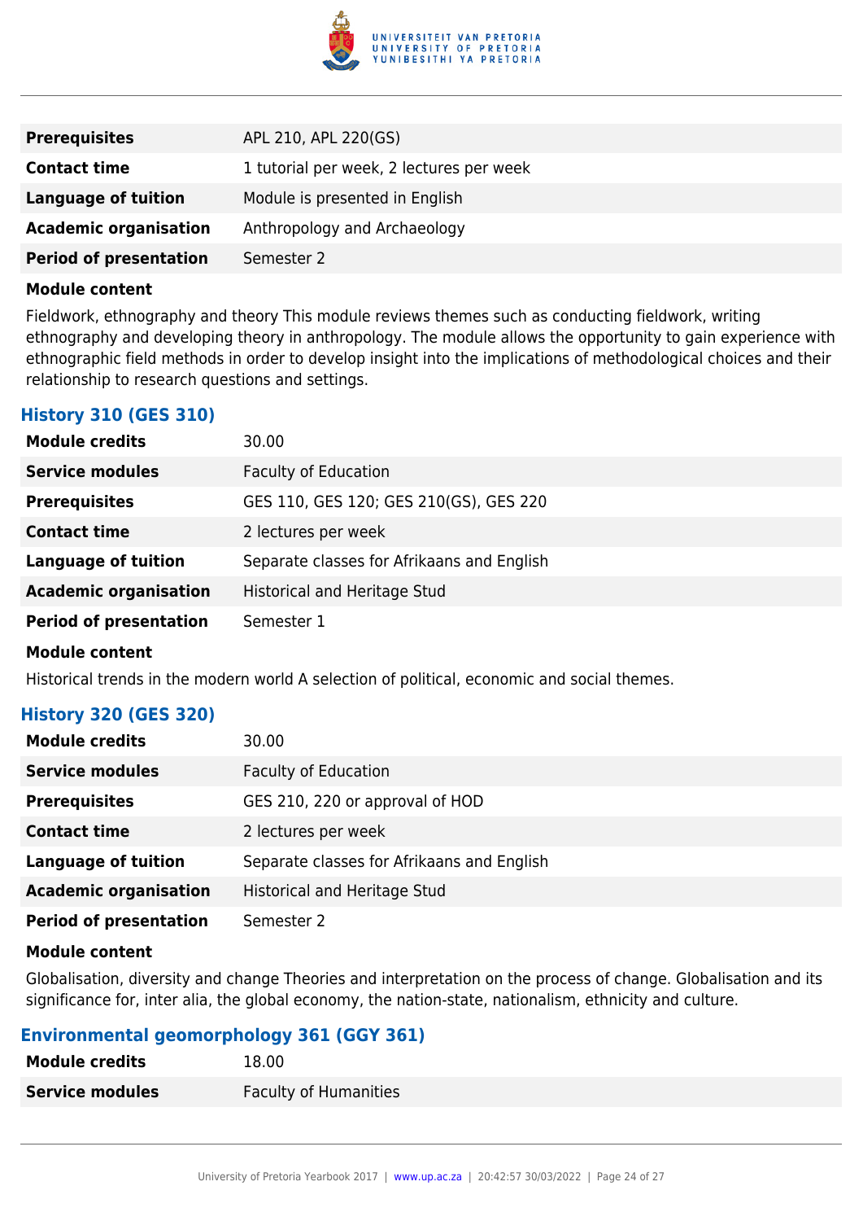| | |
|---|---|
| **Prerequisites** | APL 210, APL 220(GS) |
| **Contact time** | 1 tutorial per week, 2 lectures per week |
| **Language of tuition** | Module is presented in English |
| **Academic organisation** | Anthropology and Archaeology |
| **Period of presentation** | Semester 2 |

**Module content**

Fieldwork, ethnography and theory This module reviews themes such as conducting fieldwork, writing ethnography and developing theory in anthropology. The module allows the opportunity to gain experience with ethnographic field methods in order to develop insight into the implications of methodological choices and their relationship to research questions and settings.

### History 310 (GES 310)

| | |
|---|---|
| **Module credits** | 30.00 |
| **Service modules** | Faculty of Education |
| **Prerequisites** | GES 110, GES 120; GES 210(GS), GES 220 |
| **Contact time** | 2 lectures per week |
| **Language of tuition** | Separate classes for Afrikaans and English |
| **Academic organisation** | Historical and Heritage Stud |
| **Period of presentation** | Semester 1 |

**Module content**

Historical trends in the modern world A selection of political, economic and social themes.

### History 320 (GES 320)

| | |
|---|---|
| **Module credits** | 30.00 |
| **Service modules** | Faculty of Education |
| **Prerequisites** | GES 210, 220 or approval of HOD |
| **Contact time** | 2 lectures per week |
| **Language of tuition** | Separate classes for Afrikaans and English |
| **Academic organisation** | Historical and Heritage Stud |
| **Period of presentation** | Semester 2 |

**Module content**

Globalisation, diversity and change Theories and interpretation on the process of change. Globalisation and its significance for, inter alia, the global economy, the nation-state, nationalism, ethnicity and culture.

### Environmental geomorphology 361 (GGY 361)

| | |
|---|---|
| **Module credits** | 18.00 |
| **Service modules** | Faculty of Humanities |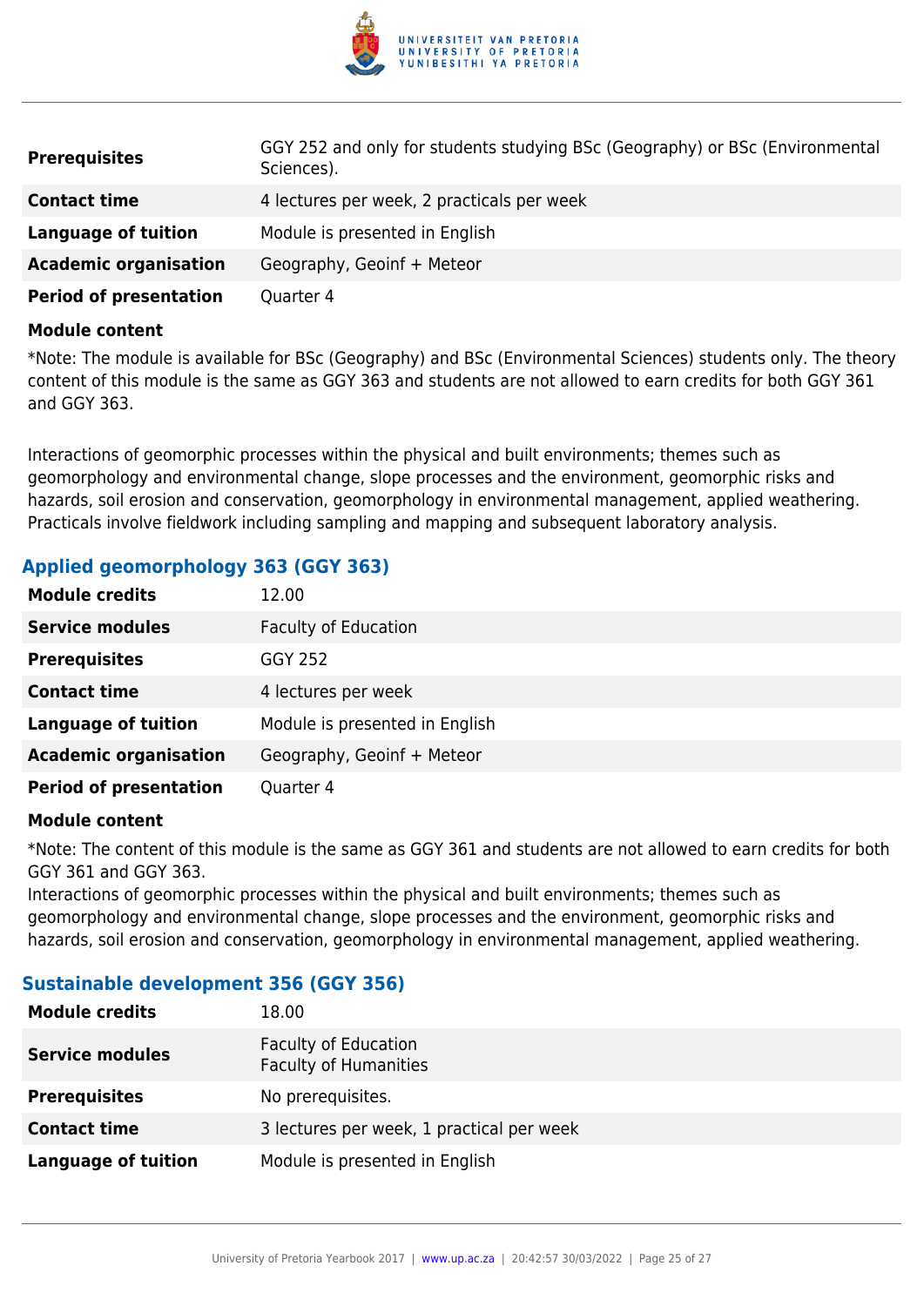| | |
|---|---|
| **Prerequisites** | GGY 252 and only for students studying BSc (Geography) or BSc (Environmental Sciences). |
| **Contact time** | 4 lectures per week, 2 practicals per week |
| **Language of tuition** | Module is presented in English |
| **Academic organisation** | Geography, Geoinf + Meteor |
| **Period of presentation** | Quarter 4 |

**Module content**

*Note: The module is available for BSc (Geography) and BSc (Environmental Sciences) students only. The theory content of this module is the same as GGY 363 and students are not allowed to earn credits for both GGY 361 and GGY 363.

Interactions of geomorphic processes within the physical and built environments; themes such as geomorphology and environmental change, slope processes and the environment, geomorphic risks and hazards, soil erosion and conservation, geomorphology in environmental management, applied weathering. Practicals involve fieldwork including sampling and mapping and subsequent laboratory analysis.

### Applied geomorphology 363 (GGY 363)

| | |
|---|---|
| **Module credits** | 12.00 |
| **Service modules** | Faculty of Education |
| **Prerequisites** | GGY 252 |
| **Contact time** | 4 lectures per week |
| **Language of tuition** | Module is presented in English |
| **Academic organisation** | Geography, Geoinf + Meteor |
| **Period of presentation** | Quarter 4 |

**Module content**

*Note: The content of this module is the same as GGY 361 and students are not allowed to earn credits for both GGY 361 and GGY 363.
Interactions of geomorphic processes within the physical and built environments; themes such as geomorphology and environmental change, slope processes and the environment, geomorphic risks and hazards, soil erosion and conservation, geomorphology in environmental management, applied weathering.

### Sustainable development 356 (GGY 356)

| | |
|---|---|
| **Module credits** | 18.00 |
| **Service modules** | Faculty of Education<br>Faculty of Humanities |
| **Prerequisites** | No prerequisites. |
| **Contact time** | 3 lectures per week, 1 practical per week |
| **Language of tuition** | Module is presented in English |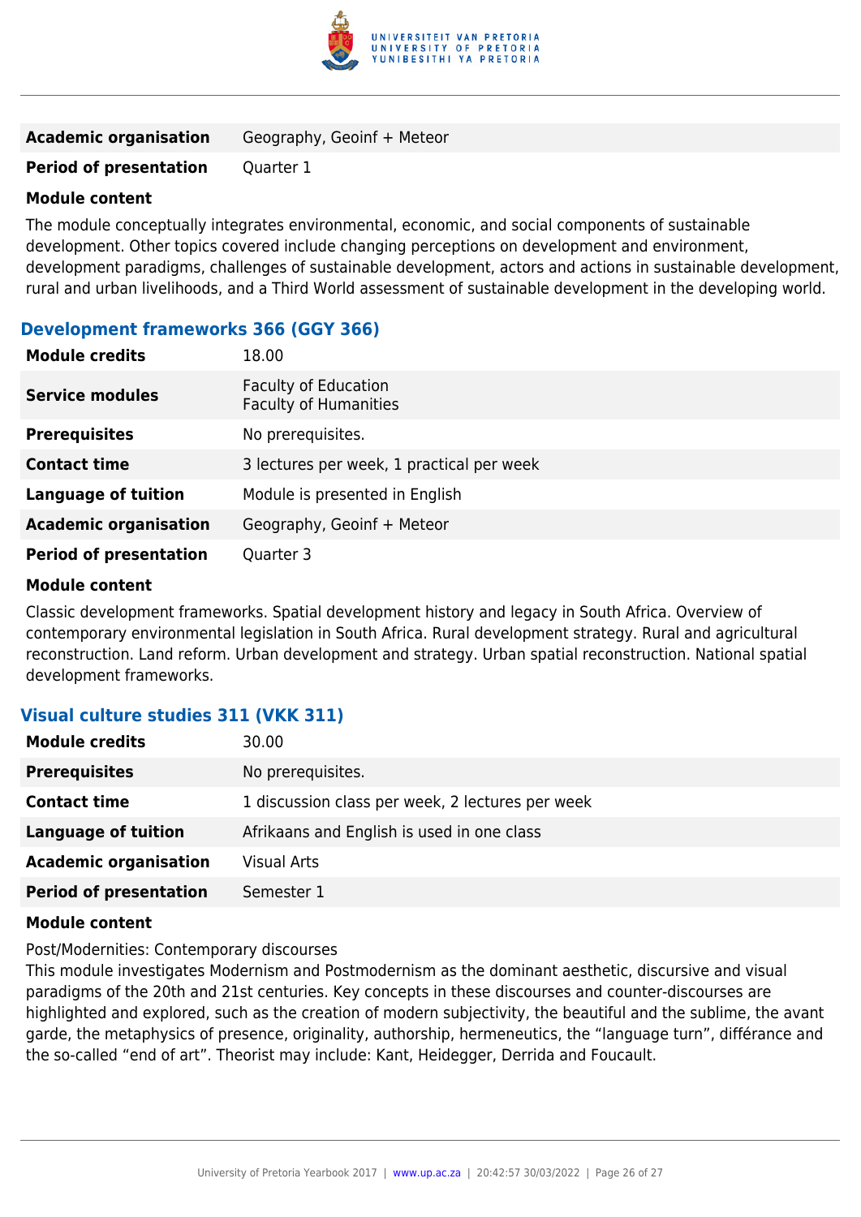| | |
|---|---|
| **Academic organisation** | Geography, Geoinf + Meteor |
| **Period of presentation** | Quarter 1 |

**Module content**

The module conceptually integrates environmental, economic, and social components of sustainable development. Other topics covered include changing perceptions on development and environment, development paradigms, challenges of sustainable development, actors and actions in sustainable development, rural and urban livelihoods, and a Third World assessment of sustainable development in the developing world.

### Development frameworks 366 (GGY 366)

| | |
|---|---|
| **Module credits** | 18.00 |
| **Service modules** | Faculty of Education<br>Faculty of Humanities |
| **Prerequisites** | No prerequisites. |
| **Contact time** | 3 lectures per week, 1 practical per week |
| **Language of tuition** | Module is presented in English |
| **Academic organisation** | Geography, Geoinf + Meteor |
| **Period of presentation** | Quarter 3 |

**Module content**

Classic development frameworks. Spatial development history and legacy in South Africa. Overview of contemporary environmental legislation in South Africa. Rural development strategy. Rural and agricultural reconstruction. Land reform. Urban development and strategy. Urban spatial reconstruction. National spatial development frameworks.

### Visual culture studies 311 (VKK 311)

| | |
|---|---|
| **Module credits** | 30.00 |
| **Prerequisites** | No prerequisites. |
| **Contact time** | 1 discussion class per week, 2 lectures per week |
| **Language of tuition** | Afrikaans and English is used in one class |
| **Academic organisation** | Visual Arts |
| **Period of presentation** | Semester 1 |

**Module content**

Post/Modernities: Contemporary discourses
This module investigates Modernism and Postmodernism as the dominant aesthetic, discursive and visual paradigms of the 20th and 21st centuries. Key concepts in these discourses and counter-discourses are highlighted and explored, such as the creation of modern subjectivity, the beautiful and the sublime, the avant garde, the metaphysics of presence, originality, authorship, hermeneutics, the “language turn”, différance and the so-called “end of art”. Theorist may include: Kant, Heidegger, Derrida and Foucault.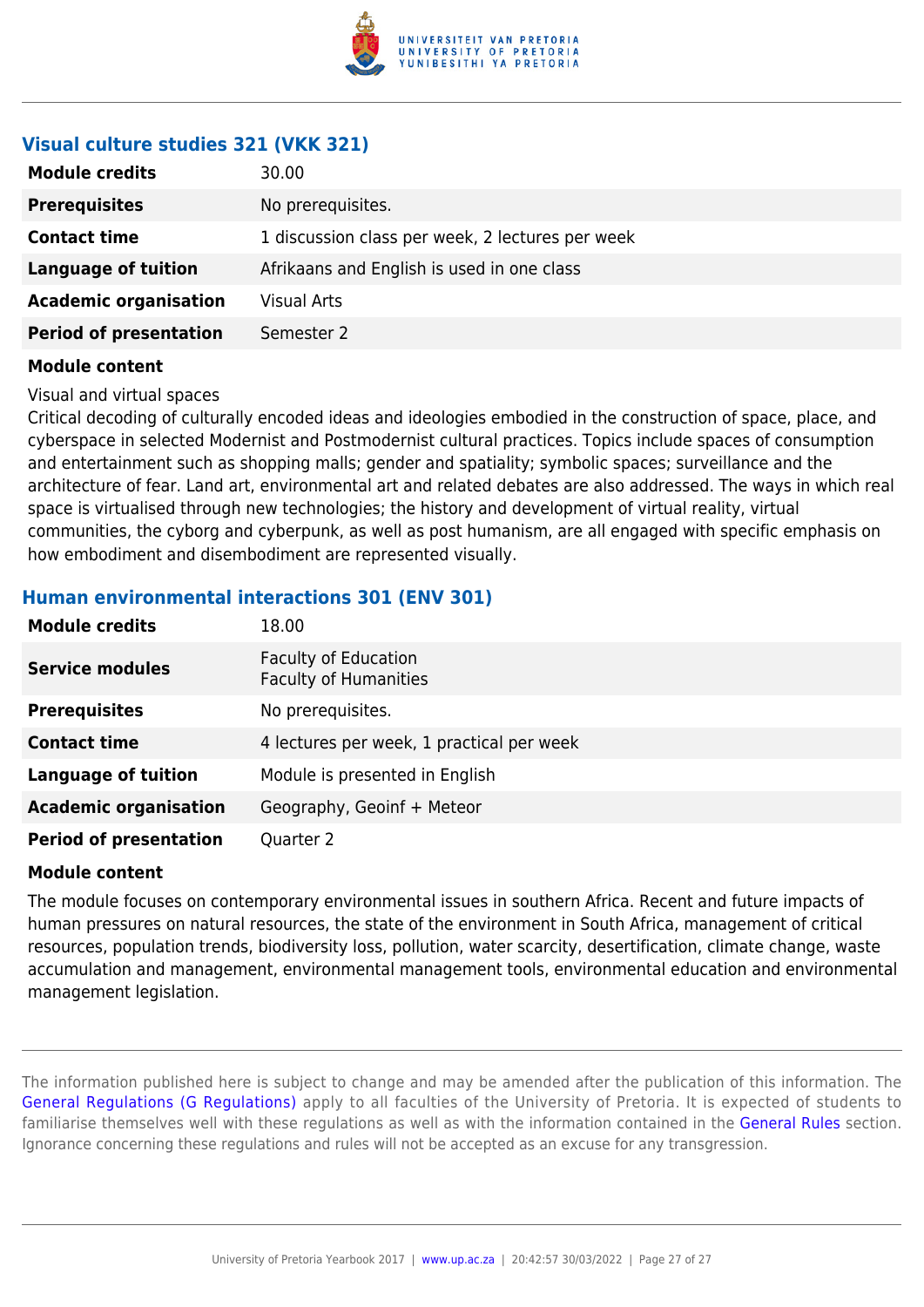### Visual culture studies 321 (VKK 321)

| | |
|---|---|
| **Module credits** | 30.00 |
| **Prerequisites** | No prerequisites. |
| **Contact time** | 1 discussion class per week, 2 lectures per week |
| **Language of tuition** | Afrikaans and English is used in one class |
| **Academic organisation** | Visual Arts |
| **Period of presentation** | Semester 2 |

**Module content**

Visual and virtual spaces
Critical decoding of culturally encoded ideas and ideologies embodied in the construction of space, place, and cyberspace in selected Modernist and Postmodernist cultural practices. Topics include spaces of consumption and entertainment such as shopping malls; gender and spatiality; symbolic spaces; surveillance and the architecture of fear. Land art, environmental art and related debates are also addressed. The ways in which real space is virtualised through new technologies; the history and development of virtual reality, virtual communities, the cyborg and cyberpunk, as well as post humanism, are all engaged with specific emphasis on how embodiment and disembodiment are represented visually.

### Human environmental interactions 301 (ENV 301)

| | |
|---|---|
| **Module credits** | 18.00 |
| **Service modules** | Faculty of Education<br>Faculty of Humanities |
| **Prerequisites** | No prerequisites. |
| **Contact time** | 4 lectures per week, 1 practical per week |
| **Language of tuition** | Module is presented in English |
| **Academic organisation** | Geography, Geoinf + Meteor |
| **Period of presentation** | Quarter 2 |

**Module content**

The module focuses on contemporary environmental issues in southern Africa. Recent and future impacts of human pressures on natural resources, the state of the environment in South Africa, management of critical resources, population trends, biodiversity loss, pollution, water scarcity, desertification, climate change, waste accumulation and management, environmental management tools, environmental education and environmental management legislation.

The information published here is subject to change and may be amended after the publication of this information. The General Regulations (G Regulations) apply to all faculties of the University of Pretoria. It is expected of students to familiarise themselves well with these regulations as well as with the information contained in the General Rules section. Ignorance concerning these regulations and rules will not be accepted as an excuse for any transgression.